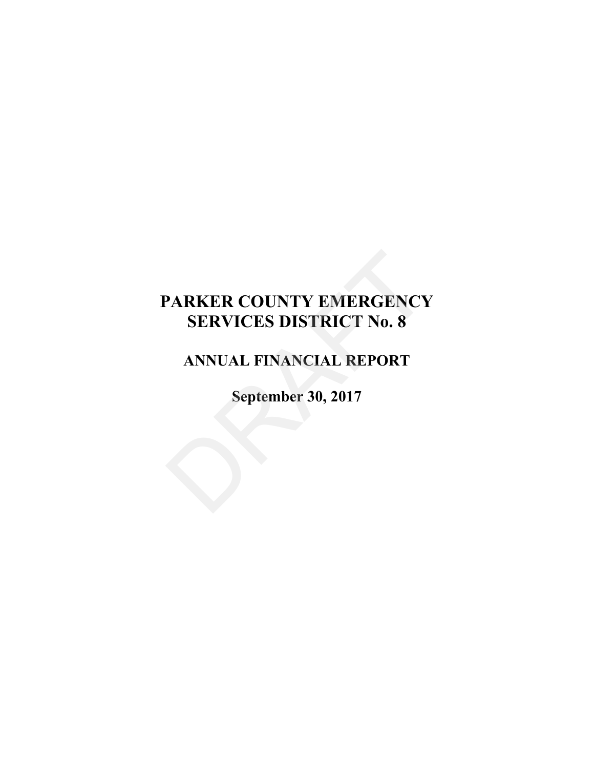# PARKER COUNTY EMERGENCY SERVICES DISTRICT No. 8

## ANNUAL FINANCIAL REPORT

**September 30, 2017**

DRAFT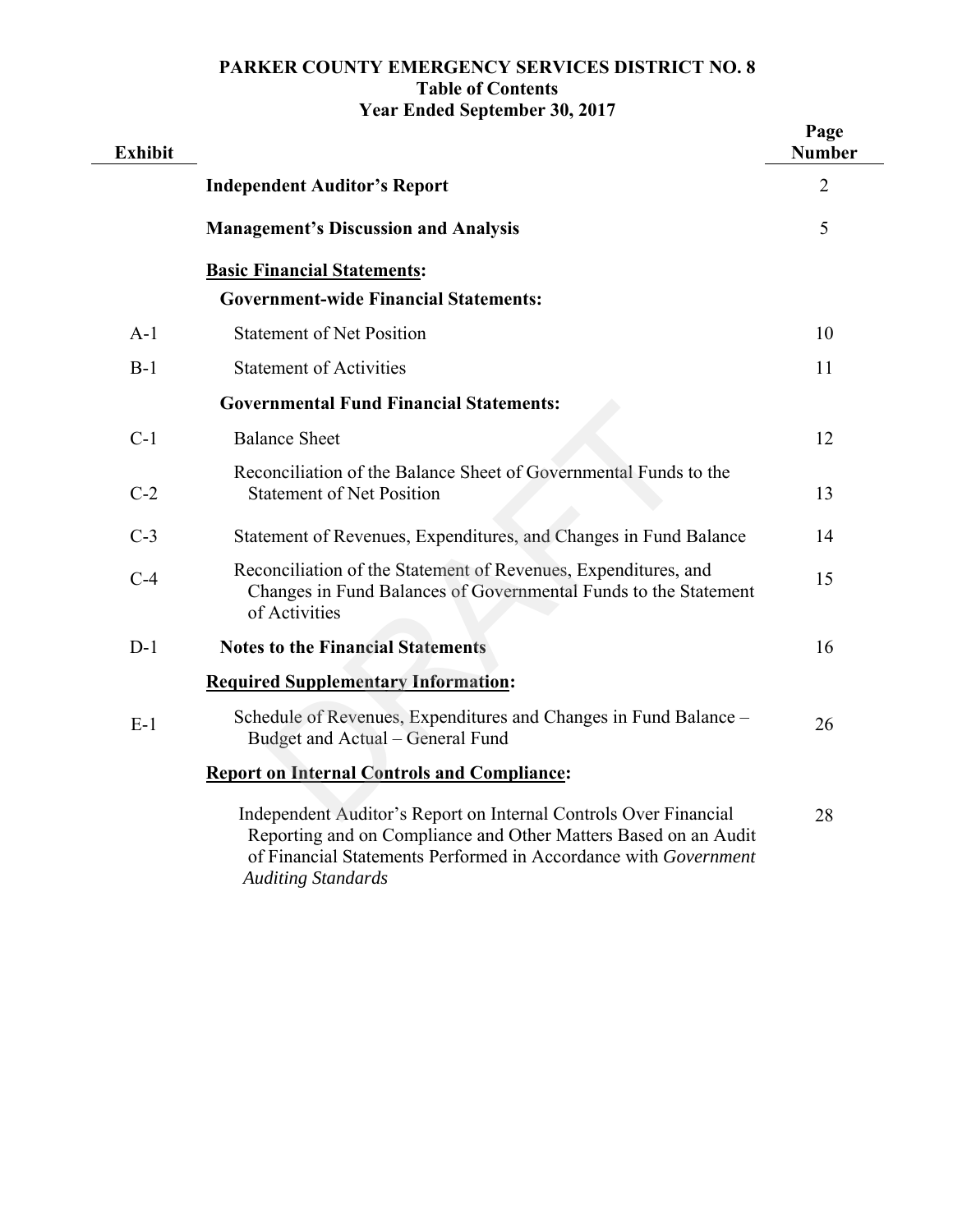# PARKER COUNTY EMERGENCY SERVICES DISTRICT NO. 8
## Table of Contents
## Year Ended September 30, 2017

| Exhibit | | Page Number |
|---|---|---|
| | **Independent Auditor's Report** | 2 |
| | **Management's Discussion and Analysis** | 5 |
| | **Basic Financial Statements:** | |
| | **Government-wide Financial Statements:** | |
| A-1 | Statement of Net Position | 10 |
| B-1 | Statement of Activities | 11 |
| | **Governmental Fund Financial Statements:** | |
| C-1 | Balance Sheet | 12 |
| C-2 | Reconciliation of the Balance Sheet of Governmental Funds to the Statement of Net Position | 13 |
| C-3 | Statement of Revenues, Expenditures, and Changes in Fund Balance | 14 |
| C-4 | Reconciliation of the Statement of Revenues, Expenditures, and Changes in Fund Balances of Governmental Funds to the Statement of Activities | 15 |
| D-1 | **Notes to the Financial Statements** | 16 |
| | **Required Supplementary Information:** | |
| E-1 | Schedule of Revenues, Expenditures and Changes in Fund Balance – Budget and Actual – General Fund | 26 |
| | **Report on Internal Controls and Compliance:** | |
| | Independent Auditor's Report on Internal Controls Over Financial Reporting and on Compliance and Other Matters Based on an Audit of Financial Statements Performed in Accordance with *Government Auditing Standards* | 28 |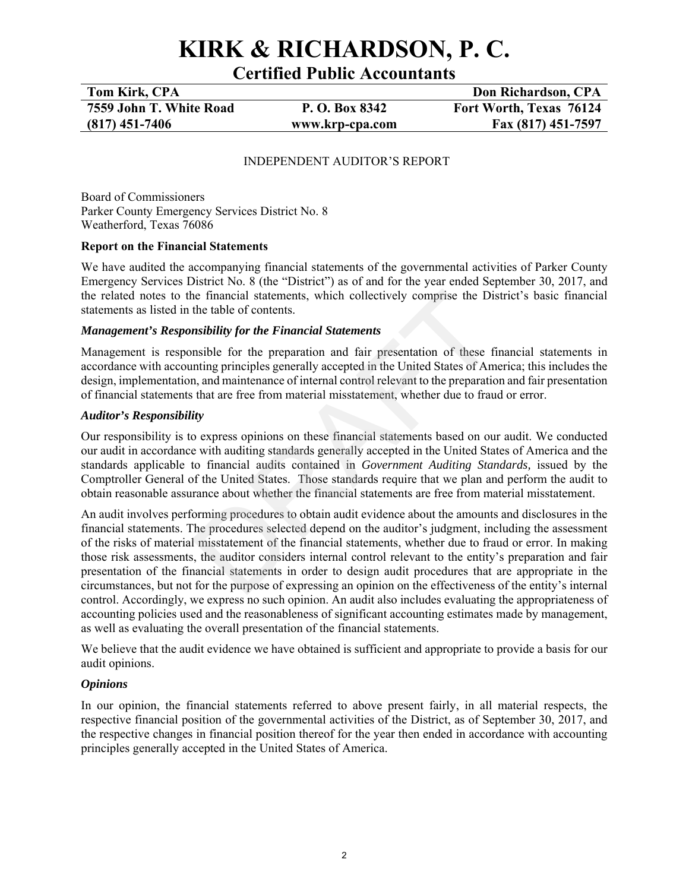# KIRK & RICHARDSON, P. C.

## Certified Public Accountants

| Tom Kirk, CPA | | Don Richardson, CPA |
|---|---|---|
| 7559 John T. White Road | P. O. Box 8342 | Fort Worth, Texas 76124 |
| (817) 451-7406 | www.krp-cpa.com | Fax (817) 451-7597 |

INDEPENDENT AUDITOR'S REPORT

Board of Commissioners
Parker County Emergency Services District No. 8
Weatherford, Texas 76086

**Report on the Financial Statements**

We have audited the accompanying financial statements of the governmental activities of Parker County Emergency Services District No. 8 (the "District") as of and for the year ended September 30, 2017, and the related notes to the financial statements, which collectively comprise the District's basic financial statements as listed in the table of contents.

***Management's Responsibility for the Financial Statements***

Management is responsible for the preparation and fair presentation of these financial statements in accordance with accounting principles generally accepted in the United States of America; this includes the design, implementation, and maintenance of internal control relevant to the preparation and fair presentation of financial statements that are free from material misstatement, whether due to fraud or error.

***Auditor's Responsibility***

Our responsibility is to express opinions on these financial statements based on our audit. We conducted our audit in accordance with auditing standards generally accepted in the United States of America and the standards applicable to financial audits contained in *Government Auditing Standards,* issued by the Comptroller General of the United States. Those standards require that we plan and perform the audit to obtain reasonable assurance about whether the financial statements are free from material misstatement.

An audit involves performing procedures to obtain audit evidence about the amounts and disclosures in the financial statements. The procedures selected depend on the auditor's judgment, including the assessment of the risks of material misstatement of the financial statements, whether due to fraud or error. In making those risk assessments, the auditor considers internal control relevant to the entity's preparation and fair presentation of the financial statements in order to design audit procedures that are appropriate in the circumstances, but not for the purpose of expressing an opinion on the effectiveness of the entity's internal control. Accordingly, we express no such opinion. An audit also includes evaluating the appropriateness of accounting policies used and the reasonableness of significant accounting estimates made by management, as well as evaluating the overall presentation of the financial statements.

We believe that the audit evidence we have obtained is sufficient and appropriate to provide a basis for our audit opinions.

***Opinions***

In our opinion, the financial statements referred to above present fairly, in all material respects, the respective financial position of the governmental activities of the District, as of September 30, 2017, and the respective changes in financial position thereof for the year then ended in accordance with accounting principles generally accepted in the United States of America.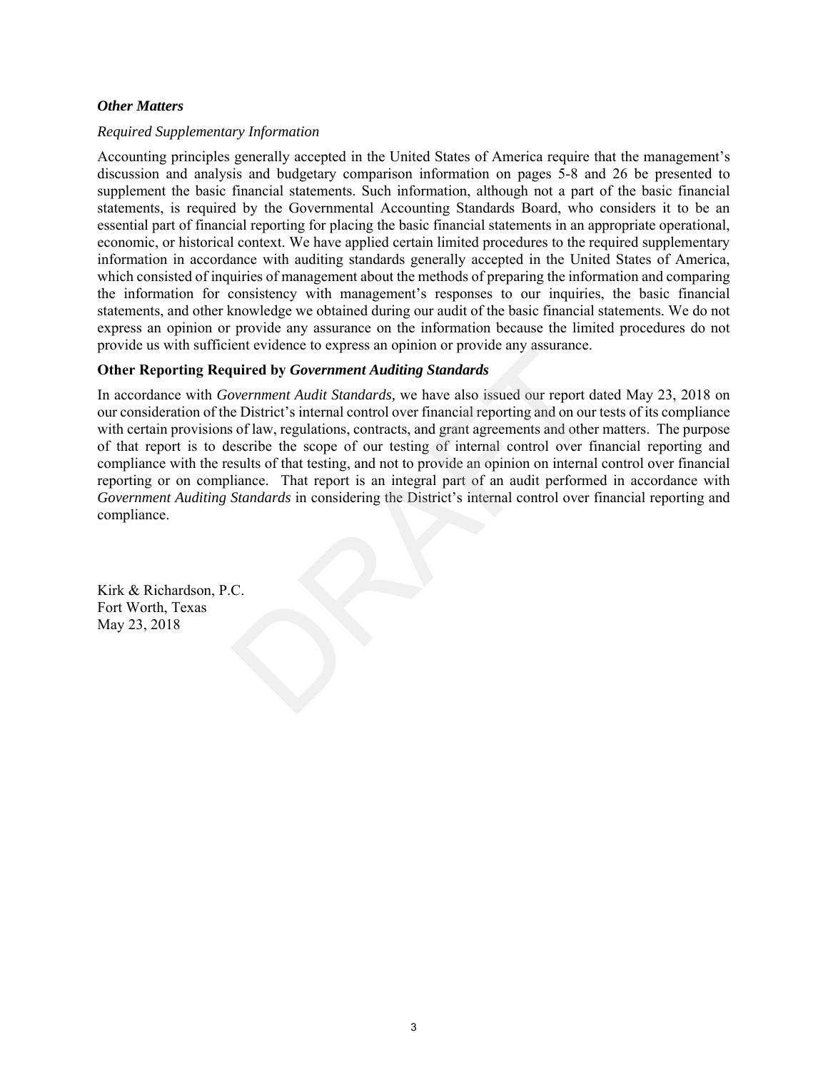### *Other Matters*

*Required Supplementary Information*

Accounting principles generally accepted in the United States of America require that the management's discussion and analysis and budgetary comparison information on pages 5-8 and 26 be presented to supplement the basic financial statements. Such information, although not a part of the basic financial statements, is required by the Governmental Accounting Standards Board, who considers it to be an essential part of financial reporting for placing the basic financial statements in an appropriate operational, economic, or historical context. We have applied certain limited procedures to the required supplementary information in accordance with auditing standards generally accepted in the United States of America, which consisted of inquiries of management about the methods of preparing the information and comparing the information for consistency with management's responses to our inquiries, the basic financial statements, and other knowledge we obtained during our audit of the basic financial statements. We do not express an opinion or provide any assurance on the information because the limited procedures do not provide us with sufficient evidence to express an opinion or provide any assurance.

### Other Reporting Required by *Government Auditing Standards*

In accordance with *Government Audit Standards,* we have also issued our report dated May 23, 2018 on our consideration of the District's internal control over financial reporting and on our tests of its compliance with certain provisions of law, regulations, contracts, and grant agreements and other matters. The purpose of that report is to describe the scope of our testing of internal control over financial reporting and compliance with the results of that testing, and not to provide an opinion on internal control over financial reporting or on compliance. That report is an integral part of an audit performed in accordance with *Government Auditing Standards* in considering the District's internal control over financial reporting and compliance.

Kirk & Richardson, P.C.
Fort Worth, Texas
May 23, 2018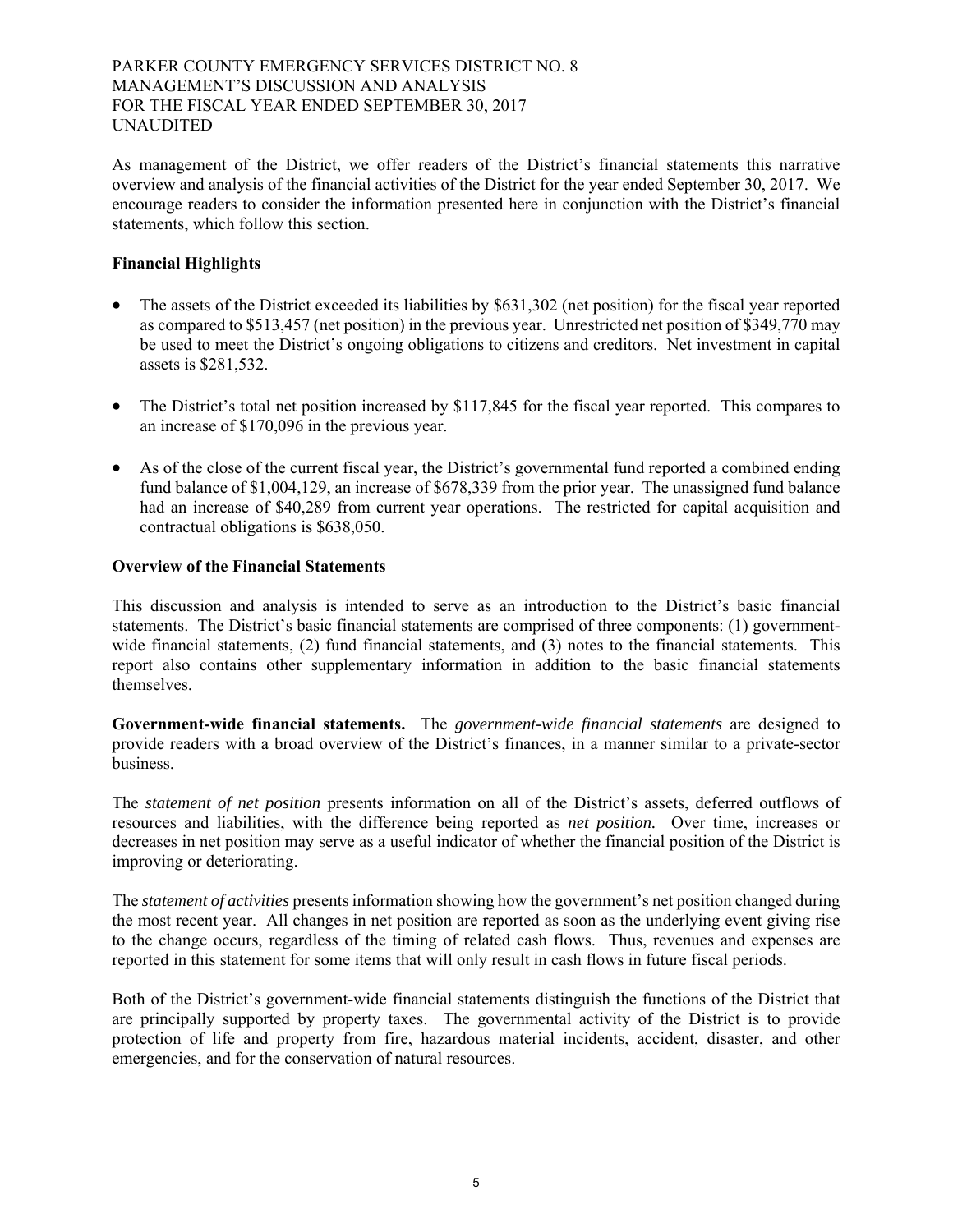PARKER COUNTY EMERGENCY SERVICES DISTRICT NO. 8
MANAGEMENT'S DISCUSSION AND ANALYSIS
FOR THE FISCAL YEAR ENDED SEPTEMBER 30, 2017
UNAUDITED

As management of the District, we offer readers of the District's financial statements this narrative overview and analysis of the financial activities of the District for the year ended September 30, 2017. We encourage readers to consider the information presented here in conjunction with the District's financial statements, which follow this section.

## Financial Highlights

- The assets of the District exceeded its liabilities by $631,302 (net position) for the fiscal year reported as compared to $513,457 (net position) in the previous year. Unrestricted net position of $349,770 may be used to meet the District's ongoing obligations to citizens and creditors. Net investment in capital assets is $281,532.
- The District's total net position increased by $117,845 for the fiscal year reported. This compares to an increase of $170,096 in the previous year.
- As of the close of the current fiscal year, the District's governmental fund reported a combined ending fund balance of $1,004,129, an increase of $678,339 from the prior year. The unassigned fund balance had an increase of $40,289 from current year operations. The restricted for capital acquisition and contractual obligations is $638,050.

## Overview of the Financial Statements

This discussion and analysis is intended to serve as an introduction to the District's basic financial statements. The District's basic financial statements are comprised of three components: (1) government-wide financial statements, (2) fund financial statements, and (3) notes to the financial statements. This report also contains other supplementary information in addition to the basic financial statements themselves.

**Government-wide financial statements.** The *government-wide financial statements* are designed to provide readers with a broad overview of the District's finances, in a manner similar to a private-sector business.

The *statement of net position* presents information on all of the District's assets, deferred outflows of resources and liabilities, with the difference being reported as *net position.* Over time, increases or decreases in net position may serve as a useful indicator of whether the financial position of the District is improving or deteriorating.

The *statement of activities* presents information showing how the government's net position changed during the most recent year. All changes in net position are reported as soon as the underlying event giving rise to the change occurs, regardless of the timing of related cash flows. Thus, revenues and expenses are reported in this statement for some items that will only result in cash flows in future fiscal periods.

Both of the District's government-wide financial statements distinguish the functions of the District that are principally supported by property taxes. The governmental activity of the District is to provide protection of life and property from fire, hazardous material incidents, accident, disaster, and other emergencies, and for the conservation of natural resources.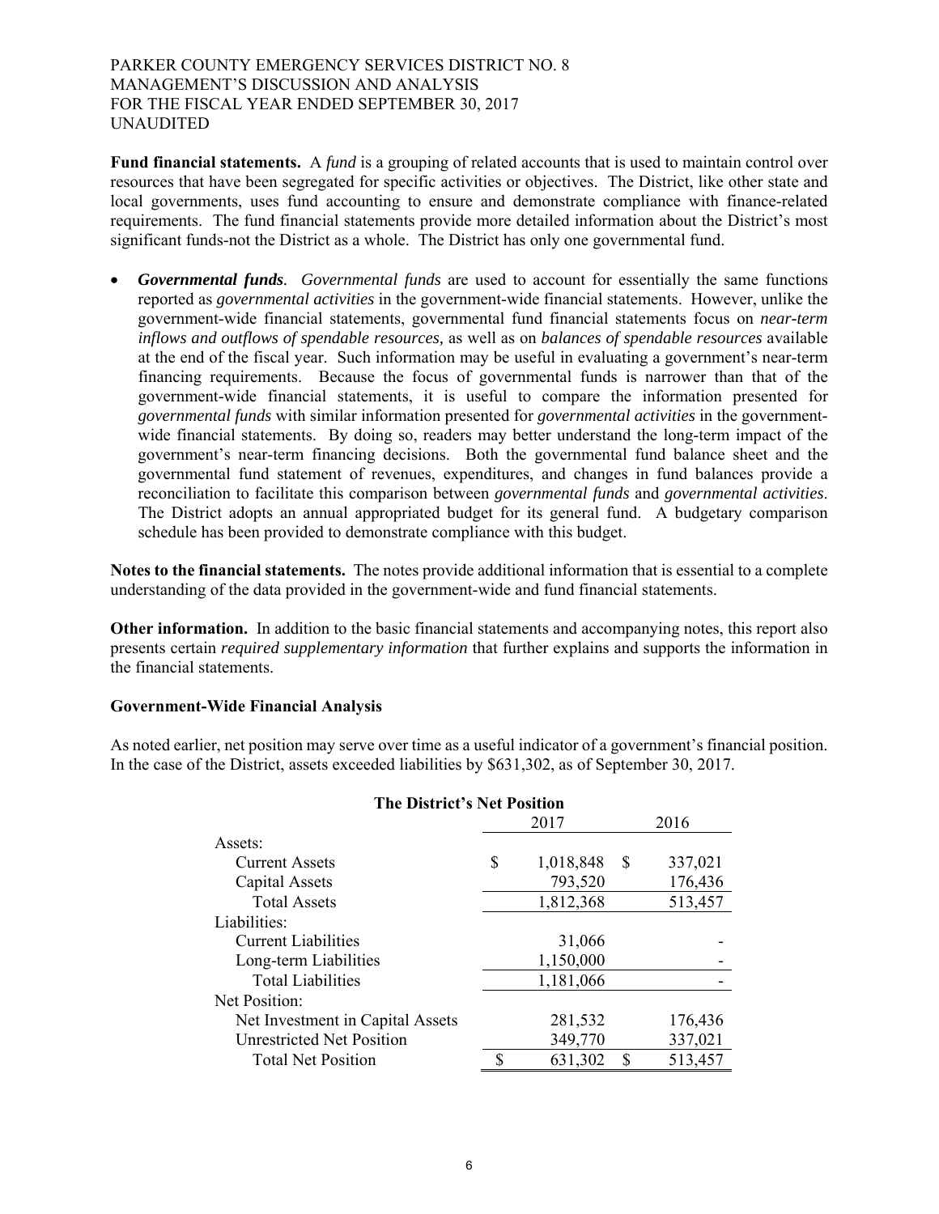PARKER COUNTY EMERGENCY SERVICES DISTRICT NO. 8
MANAGEMENT'S DISCUSSION AND ANALYSIS
FOR THE FISCAL YEAR ENDED SEPTEMBER 30, 2017
UNAUDITED

**Fund financial statements.** A *fund* is a grouping of related accounts that is used to maintain control over resources that have been segregated for specific activities or objectives. The District, like other state and local governments, uses fund accounting to ensure and demonstrate compliance with finance-related requirements. The fund financial statements provide more detailed information about the District's most significant funds-not the District as a whole. The District has only one governmental fund.

- ***Governmental funds***. *Governmental funds* are used to account for essentially the same functions reported as *governmental activities* in the government-wide financial statements. However, unlike the government-wide financial statements, governmental fund financial statements focus on *near-term inflows and outflows of spendable resources,* as well as on *balances of spendable resources* available at the end of the fiscal year. Such information may be useful in evaluating a government's near-term financing requirements. Because the focus of governmental funds is narrower than that of the government-wide financial statements, it is useful to compare the information presented for *governmental funds* with similar information presented for *governmental activities* in the government-wide financial statements. By doing so, readers may better understand the long-term impact of the government's near-term financing decisions. Both the governmental fund balance sheet and the governmental fund statement of revenues, expenditures, and changes in fund balances provide a reconciliation to facilitate this comparison between *governmental funds* and *governmental activities*. The District adopts an annual appropriated budget for its general fund. A budgetary comparison schedule has been provided to demonstrate compliance with this budget.

**Notes to the financial statements.** The notes provide additional information that is essential to a complete understanding of the data provided in the government-wide and fund financial statements.

**Other information.** In addition to the basic financial statements and accompanying notes, this report also presents certain *required supplementary information* that further explains and supports the information in the financial statements.

**Government-Wide Financial Analysis**

As noted earlier, net position may serve over time as a useful indicator of a government's financial position. In the case of the District, assets exceeded liabilities by $631,302, as of September 30, 2017.

**The District's Net Position**

| | 2017 | 2016 |
|---|---|---|
| Assets: | | |
| Current Assets | $ 1,018,848 | $ 337,021 |
| Capital Assets | 793,520 | 176,436 |
| Total Assets | 1,812,368 | 513,457 |
| Liabilities: | | |
| Current Liabilities | 31,066 | - |
| Long-term Liabilities | 1,150,000 | - |
| Total Liabilities | 1,181,066 | - |
| Net Position: | | |
| Net Investment in Capital Assets | 281,532 | 176,436 |
| Unrestricted Net Position | 349,770 | 337,021 |
| Total Net Position | $ 631,302 | $ 513,457 |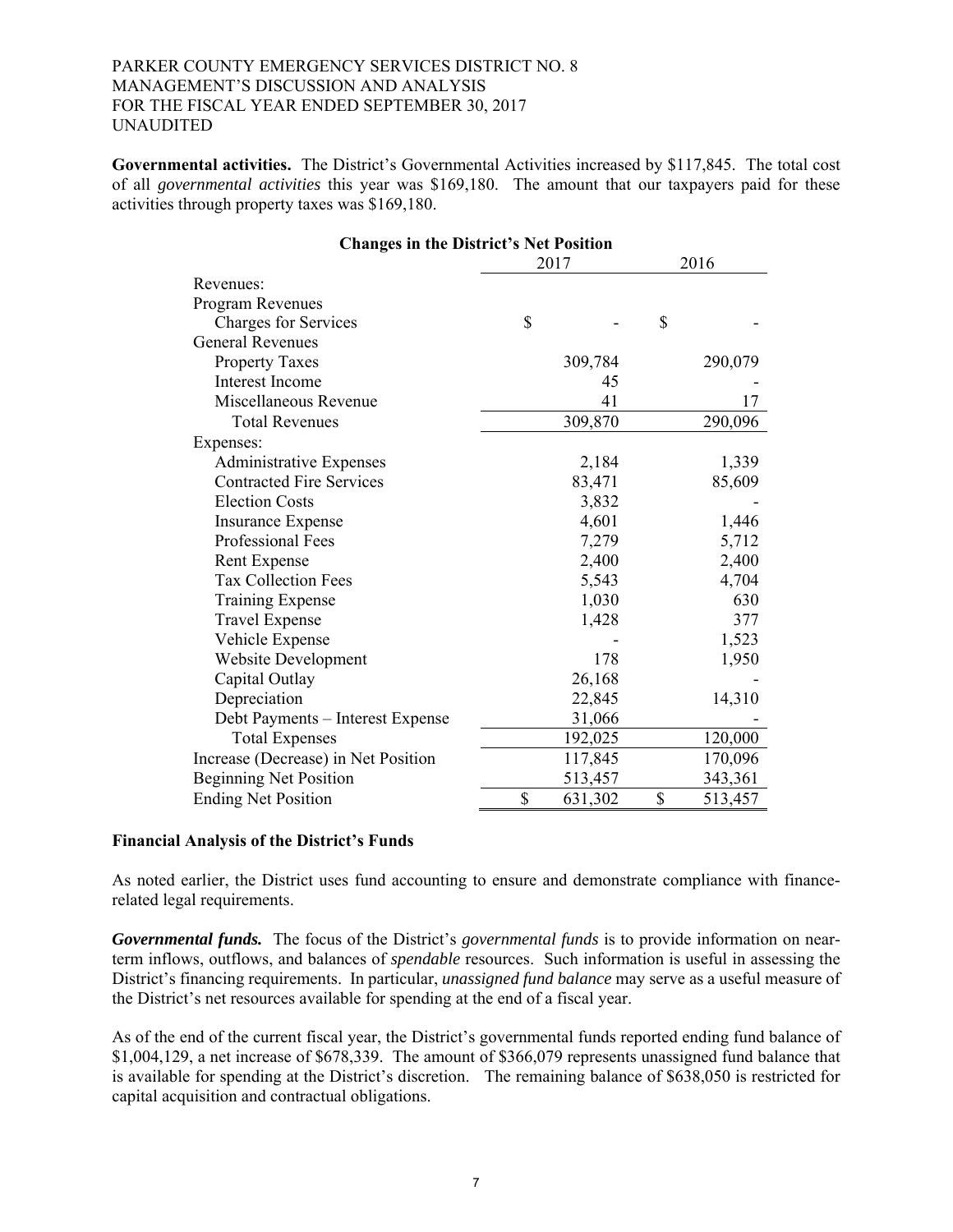PARKER COUNTY EMERGENCY SERVICES DISTRICT NO. 8
MANAGEMENT'S DISCUSSION AND ANALYSIS
FOR THE FISCAL YEAR ENDED SEPTEMBER 30, 2017
UNAUDITED

**Governmental activities.** The District's Governmental Activities increased by $117,845. The total cost of all *governmental activities* this year was $169,180. The amount that our taxpayers paid for these activities through property taxes was $169,180.

**Changes in the District's Net Position**

| | 2017 | 2016 |
|---|---|---|
| Revenues: | | |
| Program Revenues | | |
| Charges for Services | $ - | $ - |
| General Revenues | | |
| Property Taxes | 309,784 | 290,079 |
| Interest Income | 45 | - |
| Miscellaneous Revenue | 41 | 17 |
| Total Revenues | 309,870 | 290,096 |
| Expenses: | | |
| Administrative Expenses | 2,184 | 1,339 |
| Contracted Fire Services | 83,471 | 85,609 |
| Election Costs | 3,832 | - |
| Insurance Expense | 4,601 | 1,446 |
| Professional Fees | 7,279 | 5,712 |
| Rent Expense | 2,400 | 2,400 |
| Tax Collection Fees | 5,543 | 4,704 |
| Training Expense | 1,030 | 630 |
| Travel Expense | 1,428 | 377 |
| Vehicle Expense | - | 1,523 |
| Website Development | 178 | 1,950 |
| Capital Outlay | 26,168 | - |
| Depreciation | 22,845 | 14,310 |
| Debt Payments – Interest Expense | 31,066 | - |
| Total Expenses | 192,025 | 120,000 |
| Increase (Decrease) in Net Position | 117,845 | 170,096 |
| Beginning Net Position | 513,457 | 343,361 |
| Ending Net Position | $ 631,302 | $ 513,457 |

**Financial Analysis of the District's Funds**

As noted earlier, the District uses fund accounting to ensure and demonstrate compliance with finance-related legal requirements.

***Governmental funds.*** The focus of the District's *governmental funds* is to provide information on near-term inflows, outflows, and balances of *spendable* resources. Such information is useful in assessing the District's financing requirements. In particular, *unassigned fund balance* may serve as a useful measure of the District's net resources available for spending at the end of a fiscal year.

As of the end of the current fiscal year, the District's governmental funds reported ending fund balance of $1,004,129, a net increase of $678,339. The amount of $366,079 represents unassigned fund balance that is available for spending at the District's discretion. The remaining balance of $638,050 is restricted for capital acquisition and contractual obligations.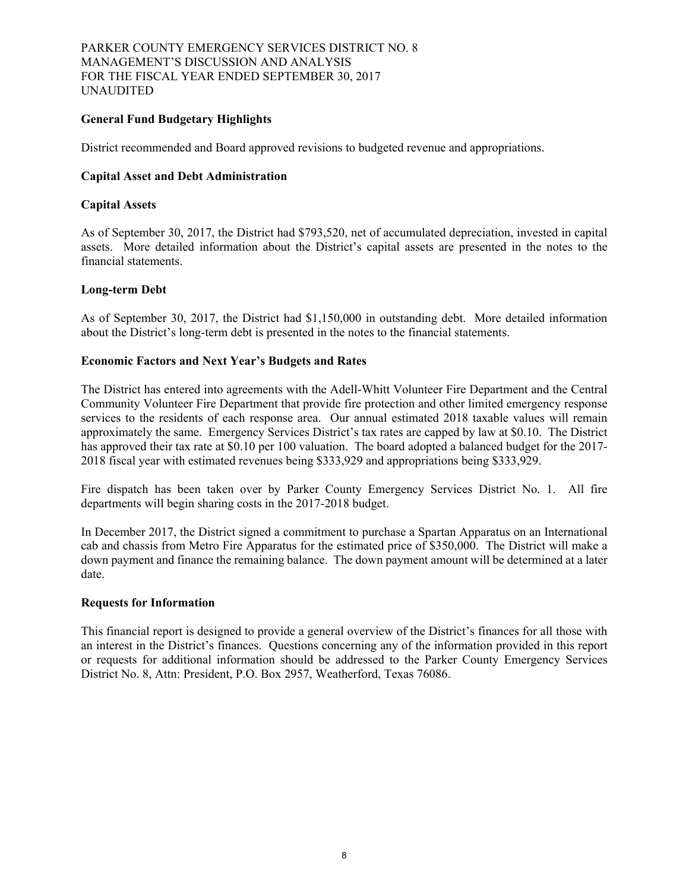PARKER COUNTY EMERGENCY SERVICES DISTRICT NO. 8
MANAGEMENT'S DISCUSSION AND ANALYSIS
FOR THE FISCAL YEAR ENDED SEPTEMBER 30, 2017
UNAUDITED

**General Fund Budgetary Highlights**

District recommended and Board approved revisions to budgeted revenue and appropriations.

**Capital Asset and Debt Administration**

**Capital Assets**

As of September 30, 2017, the District had $793,520, net of accumulated depreciation, invested in capital assets. More detailed information about the District's capital assets are presented in the notes to the financial statements.

**Long-term Debt**

As of September 30, 2017, the District had $1,150,000 in outstanding debt. More detailed information about the District's long-term debt is presented in the notes to the financial statements.

**Economic Factors and Next Year's Budgets and Rates**

The District has entered into agreements with the Adell-Whitt Volunteer Fire Department and the Central Community Volunteer Fire Department that provide fire protection and other limited emergency response services to the residents of each response area. Our annual estimated 2018 taxable values will remain approximately the same. Emergency Services District's tax rates are capped by law at $0.10. The District has approved their tax rate at $0.10 per 100 valuation. The board adopted a balanced budget for the 2017-2018 fiscal year with estimated revenues being $333,929 and appropriations being $333,929.

Fire dispatch has been taken over by Parker County Emergency Services District No. 1. All fire departments will begin sharing costs in the 2017-2018 budget.

In December 2017, the District signed a commitment to purchase a Spartan Apparatus on an International cab and chassis from Metro Fire Apparatus for the estimated price of $350,000. The District will make a down payment and finance the remaining balance. The down payment amount will be determined at a later date.

**Requests for Information**

This financial report is designed to provide a general overview of the District's finances for all those with an interest in the District's finances. Questions concerning any of the information provided in this report or requests for additional information should be addressed to the Parker County Emergency Services District No. 8, Attn: President, P.O. Box 2957, Weatherford, Texas 76086.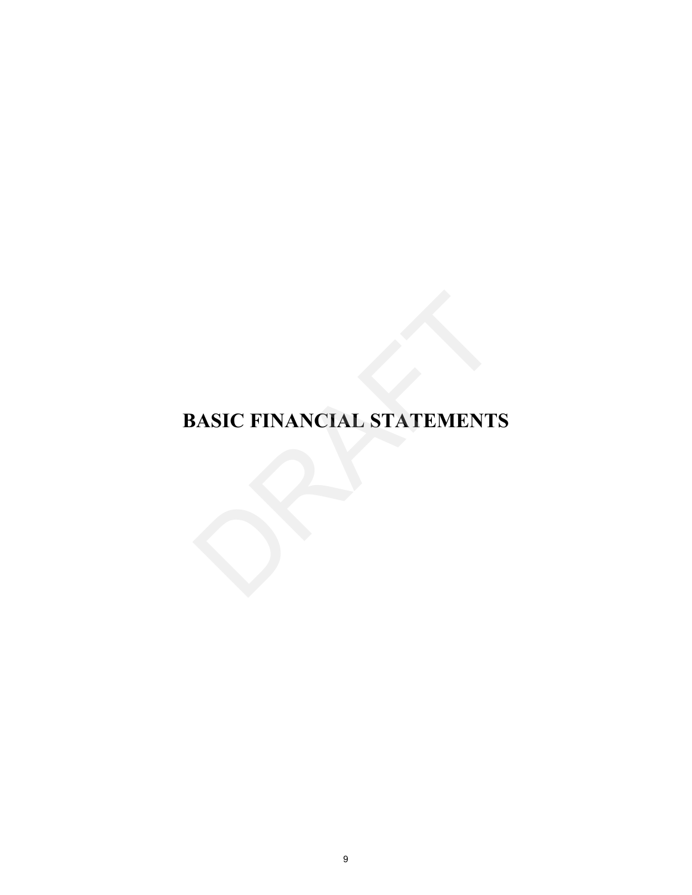# BASIC FINANCIAL STATEMENTS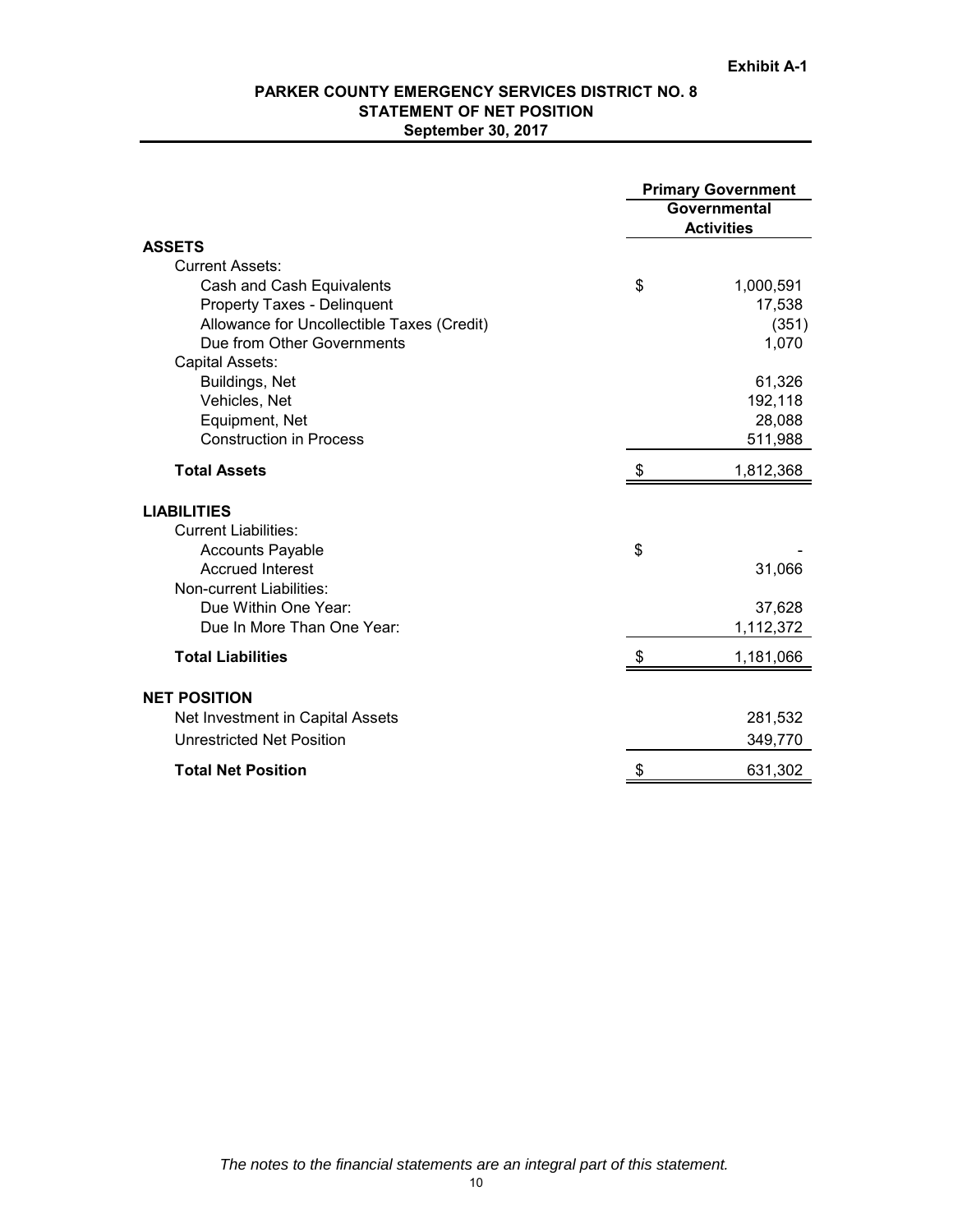Exhibit A-1

# PARKER COUNTY EMERGENCY SERVICES DISTRICT NO. 8
## STATEMENT OF NET POSITION
### September 30, 2017

| | Primary Government | |
|---|---|---|
| | Governmental Activities | |
| **ASSETS** | | |
| Current Assets: | | |
| Cash and Cash Equivalents | $ | 1,000,591 |
| Property Taxes - Delinquent | | 17,538 |
| Allowance for Uncollectible Taxes (Credit) | | (351) |
| Due from Other Governments | | 1,070 |
| Capital Assets: | | |
| Buildings, Net | | 61,326 |
| Vehicles, Net | | 192,118 |
| Equipment, Net | | 28,088 |
| Construction in Process | | 511,988 |
| **Total Assets** | $ | 1,812,368 |
| **LIABILITIES** | | |
| Current Liabilities: | | |
| Accounts Payable | $ | - |
| Accrued Interest | | 31,066 |
| Non-current Liabilities: | | |
| Due Within One Year: | | 37,628 |
| Due In More Than One Year: | | 1,112,372 |
| **Total Liabilities** | $ | 1,181,066 |
| **NET POSITION** | | |
| Net Investment in Capital Assets | | 281,532 |
| Unrestricted Net Position | | 349,770 |
| **Total Net Position** | $ | 631,302 |

*The notes to the financial statements are an integral part of this statement.*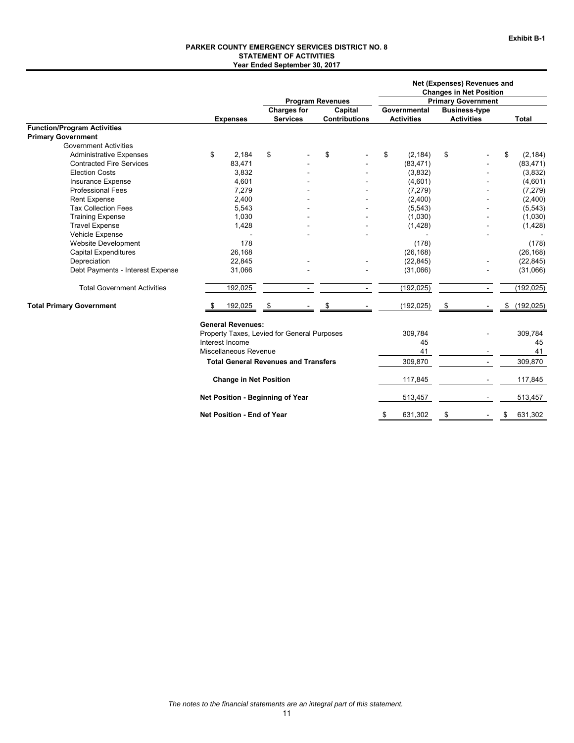Exhibit B-1

**PARKER COUNTY EMERGENCY SERVICES DISTRICT NO. 8**
**STATEMENT OF ACTIVITIES**
**Year Ended September 30, 2017**

| | | Program Revenues | | Net (Expenses) Revenues and Changes in Net Position — Primary Government | | |
|---|---|---|---|---|---|---|
| | **Expenses** | **Charges for Services** | **Capital Contributions** | **Governmental Activities** | **Business-type Activities** | **Total** |
| **Function/Program Activities** | | | | | | |
| **Primary Government** | | | | | | |
| Government Activities | | | | | | |
| Administrative Expenses | $ 2,184 | $ - | $ - | $ (2,184) | $ - | $ (2,184) |
| Contracted Fire Services | 83,471 | - | - | (83,471) | - | (83,471) |
| Election Costs | 3,832 | - | - | (3,832) | - | (3,832) |
| Insurance Expense | 4,601 | - | - | (4,601) | - | (4,601) |
| Professional Fees | 7,279 | - | - | (7,279) | - | (7,279) |
| Rent Expense | 2,400 | - | - | (2,400) | - | (2,400) |
| Tax Collection Fees | 5,543 | - | - | (5,543) | - | (5,543) |
| Training Expense | 1,030 | - | - | (1,030) | - | (1,030) |
| Travel Expense | 1,428 | - | - | (1,428) | - | (1,428) |
| Vehicle Expense | - | - | - | - | - | - |
| Website Development | 178 | | | (178) | | (178) |
| Capital Expenditures | 26,168 | | | (26,168) | | (26,168) |
| Depreciation | 22,845 | - | - | (22,845) | - | (22,845) |
| Debt Payments - Interest Expense | 31,066 | - | - | (31,066) | - | (31,066) |
| Total Government Activities | 192,025 | - | - | (192,025) | - | (192,025) |
| **Total Primary Government** | $ 192,025 | $ - | $ - | (192,025) | $ - | $ (192,025) |
| | **General Revenues:** | | | | | |
| | Property Taxes, Levied for General Purposes | | | 309,784 | - | 309,784 |
| | Interest Income | | | 45 | | 45 |
| | Miscellaneous Revenue | | | 41 | - | 41 |
| | **Total General Revenues and Transfers** | | | 309,870 | - | 309,870 |
| | **Change in Net Position** | | | 117,845 | - | 117,845 |
| | **Net Position - Beginning of Year** | | | 513,457 | - | 513,457 |
| | **Net Position - End of Year** | | | $ 631,302 | $ - | $ 631,302 |

*The notes to the financial statements are an integral part of this statement.*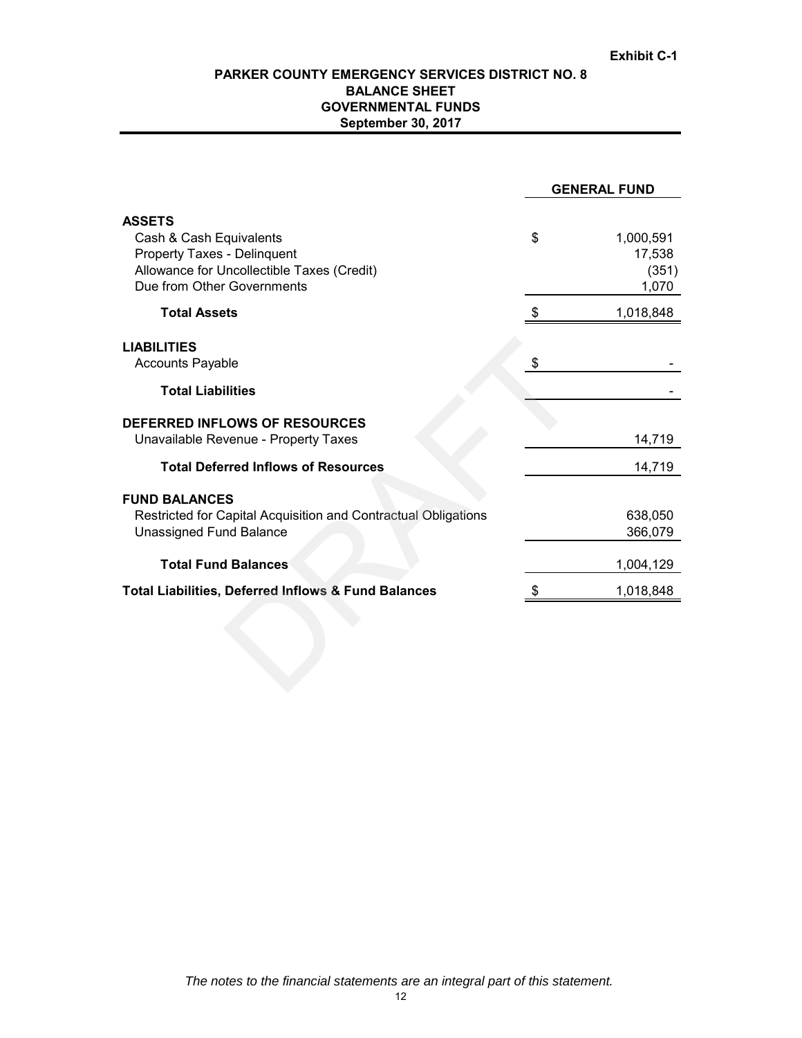Exhibit C-1

# PARKER COUNTY EMERGENCY SERVICES DISTRICT NO. 8
## BALANCE SHEET
## GOVERNMENTAL FUNDS
## September 30, 2017

| | | GENERAL FUND |
|---|---|---|
| **ASSETS** | | |
| Cash & Cash Equivalents | $ | 1,000,591 |
| Property Taxes - Delinquent | | 17,538 |
| Allowance for Uncollectible Taxes (Credit) | | (351) |
| Due from Other Governments | | 1,070 |
| **Total Assets** | $ | 1,018,848 |
| **LIABILITIES** | | |
| Accounts Payable | $ | - |
| **Total Liabilities** | | - |
| **DEFERRED INFLOWS OF RESOURCES** | | |
| Unavailable Revenue - Property Taxes | | 14,719 |
| **Total Deferred Inflows of Resources** | | 14,719 |
| **FUND BALANCES** | | |
| Restricted for Capital Acquisition and Contractual Obligations | | 638,050 |
| Unassigned Fund Balance | | 366,079 |
| **Total Fund Balances** | | 1,004,129 |
| **Total Liabilities, Deferred Inflows & Fund Balances** | $ | 1,018,848 |

*The notes to the financial statements are an integral part of this statement.*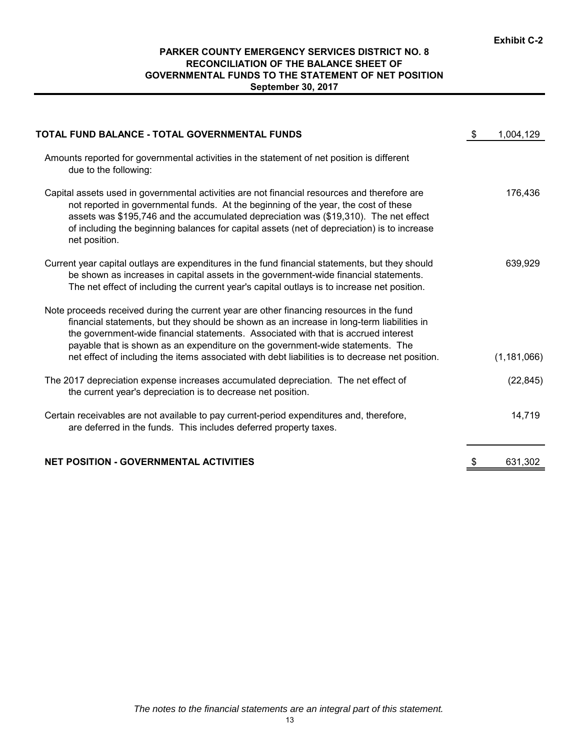**Exhibit C-2**

# PARKER COUNTY EMERGENCY SERVICES DISTRICT NO. 8
## RECONCILIATION OF THE BALANCE SHEET OF GOVERNMENTAL FUNDS TO THE STATEMENT OF NET POSITION
### September 30, 2017

| | |
|---|---|
| **TOTAL FUND BALANCE - TOTAL GOVERNMENTAL FUNDS** | $ 1,004,129 |
| Amounts reported for governmental activities in the statement of net position is different due to the following: | |
| Capital assets used in governmental activities are not financial resources and therefore are not reported in governmental funds. At the beginning of the year, the cost of these assets was $195,746 and the accumulated depreciation was ($19,310). The net effect of including the beginning balances for capital assets (net of depreciation) is to increase net position. | 176,436 |
| Current year capital outlays are expenditures in the fund financial statements, but they should be shown as increases in capital assets in the government-wide financial statements. The net effect of including the current year's capital outlays is to increase net position. | 639,929 |
| Note proceeds received during the current year are other financing resources in the fund financial statements, but they should be shown as an increase in long-term liabilities in the government-wide financial statements. Associated with that is accrued interest payable that is shown as an expenditure on the government-wide statements. The net effect of including the items associated with debt liabilities is to decrease net position. | (1,181,066) |
| The 2017 depreciation expense increases accumulated depreciation. The net effect of the current year's depreciation is to decrease net position. | (22,845) |
| Certain receivables are not available to pay current-period expenditures and, therefore, are deferred in the funds. This includes deferred property taxes. | 14,719 |
| **NET POSITION - GOVERNMENTAL ACTIVITIES** | $ 631,302 |

*The notes to the financial statements are an integral part of this statement.*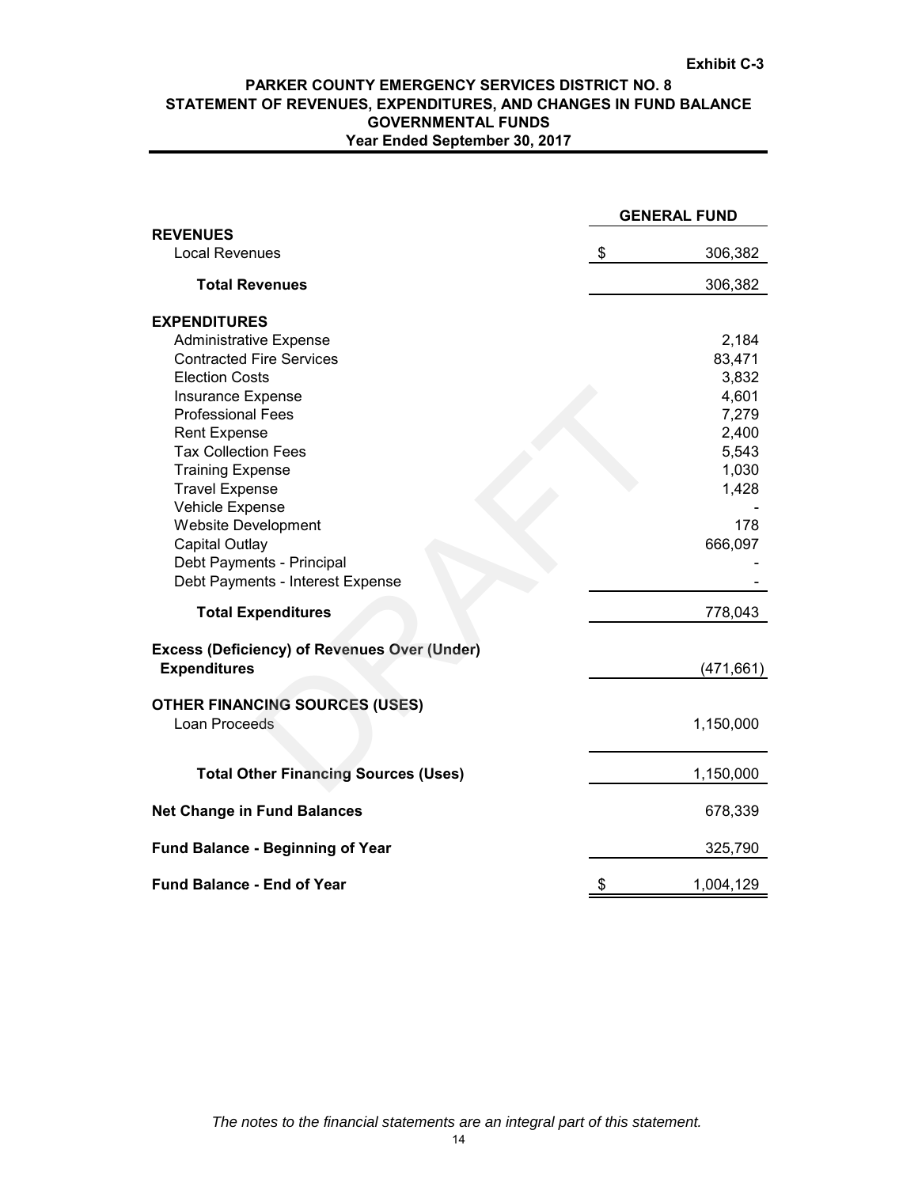Exhibit C-3

# PARKER COUNTY EMERGENCY SERVICES DISTRICT NO. 8
## STATEMENT OF REVENUES, EXPENDITURES, AND CHANGES IN FUND BALANCE
## GOVERNMENTAL FUNDS
### Year Ended September 30, 2017

| | GENERAL FUND |
|---|---|
| **REVENUES** | |
| Local Revenues | $ 306,382 |
| **Total Revenues** | 306,382 |
| **EXPENDITURES** | |
| Administrative Expense | 2,184 |
| Contracted Fire Services | 83,471 |
| Election Costs | 3,832 |
| Insurance Expense | 4,601 |
| Professional Fees | 7,279 |
| Rent Expense | 2,400 |
| Tax Collection Fees | 5,543 |
| Training Expense | 1,030 |
| Travel Expense | 1,428 |
| Vehicle Expense | - |
| Website Development | 178 |
| Capital Outlay | 666,097 |
| Debt Payments - Principal | - |
| Debt Payments - Interest Expense | - |
| **Total Expenditures** | 778,043 |
| **Excess (Deficiency) of Revenues Over (Under) Expenditures** | (471,661) |
| **OTHER FINANCING SOURCES (USES)** | |
| Loan Proceeds | 1,150,000 |
| **Total Other Financing Sources (Uses)** | 1,150,000 |
| **Net Change in Fund Balances** | 678,339 |
| **Fund Balance - Beginning of Year** | 325,790 |
| **Fund Balance - End of Year** | $ 1,004,129 |

*The notes to the financial statements are an integral part of this statement.*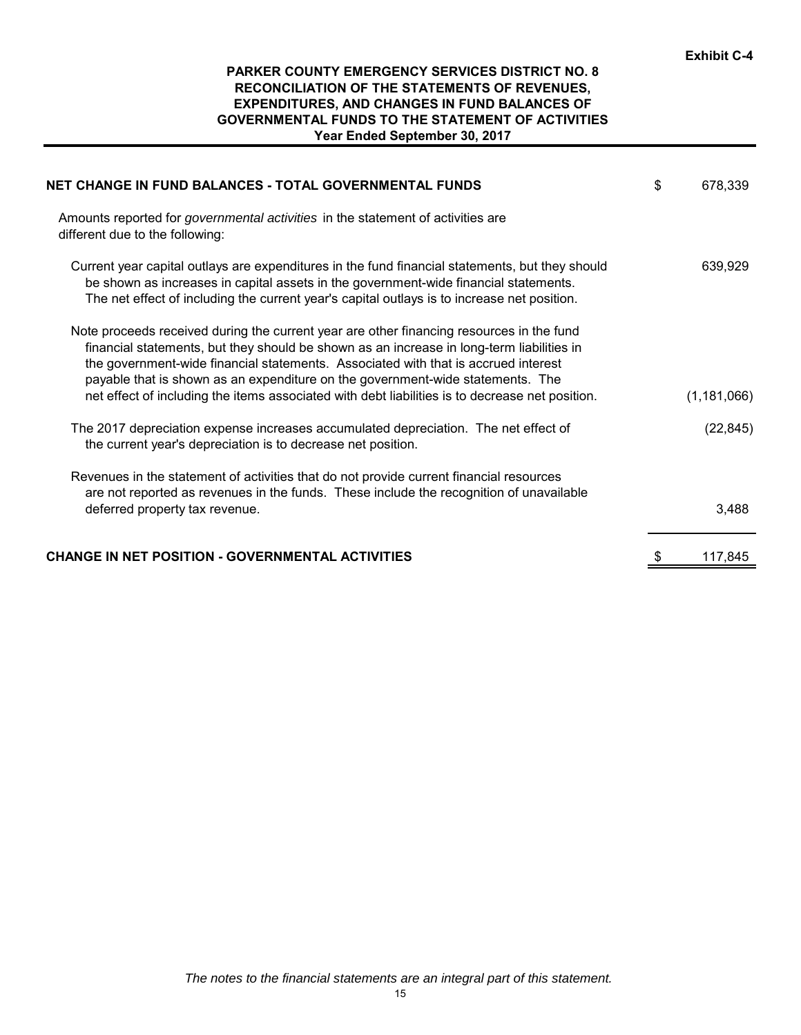Exhibit C-4

**PARKER COUNTY EMERGENCY SERVICES DISTRICT NO. 8**
**RECONCILIATION OF THE STATEMENTS OF REVENUES, EXPENDITURES, AND CHANGES IN FUND BALANCES OF GOVERNMENTAL FUNDS TO THE STATEMENT OF ACTIVITIES**
**Year Ended September 30, 2017**

| | |
|---|---|
| **NET CHANGE IN FUND BALANCES - TOTAL GOVERNMENTAL FUNDS** | $ 678,339 |
| Amounts reported for *governmental activities* in the statement of activities are different due to the following: | |
| Current year capital outlays are expenditures in the fund financial statements, but they should be shown as increases in capital assets in the government-wide financial statements. The net effect of including the current year's capital outlays is to increase net position. | 639,929 |
| Note proceeds received during the current year are other financing resources in the fund financial statements, but they should be shown as an increase in long-term liabilities in the government-wide financial statements. Associated with that is accrued interest payable that is shown as an expenditure on the government-wide statements. The net effect of including the items associated with debt liabilities is to decrease net position. | (1,181,066) |
| The 2017 depreciation expense increases accumulated depreciation. The net effect of the current year's depreciation is to decrease net position. | (22,845) |
| Revenues in the statement of activities that do not provide current financial resources are not reported as revenues in the funds. These include the recognition of unavailable deferred property tax revenue. | 3,488 |
| **CHANGE IN NET POSITION - GOVERNMENTAL ACTIVITIES** | $ 117,845 |

*The notes to the financial statements are an integral part of this statement.*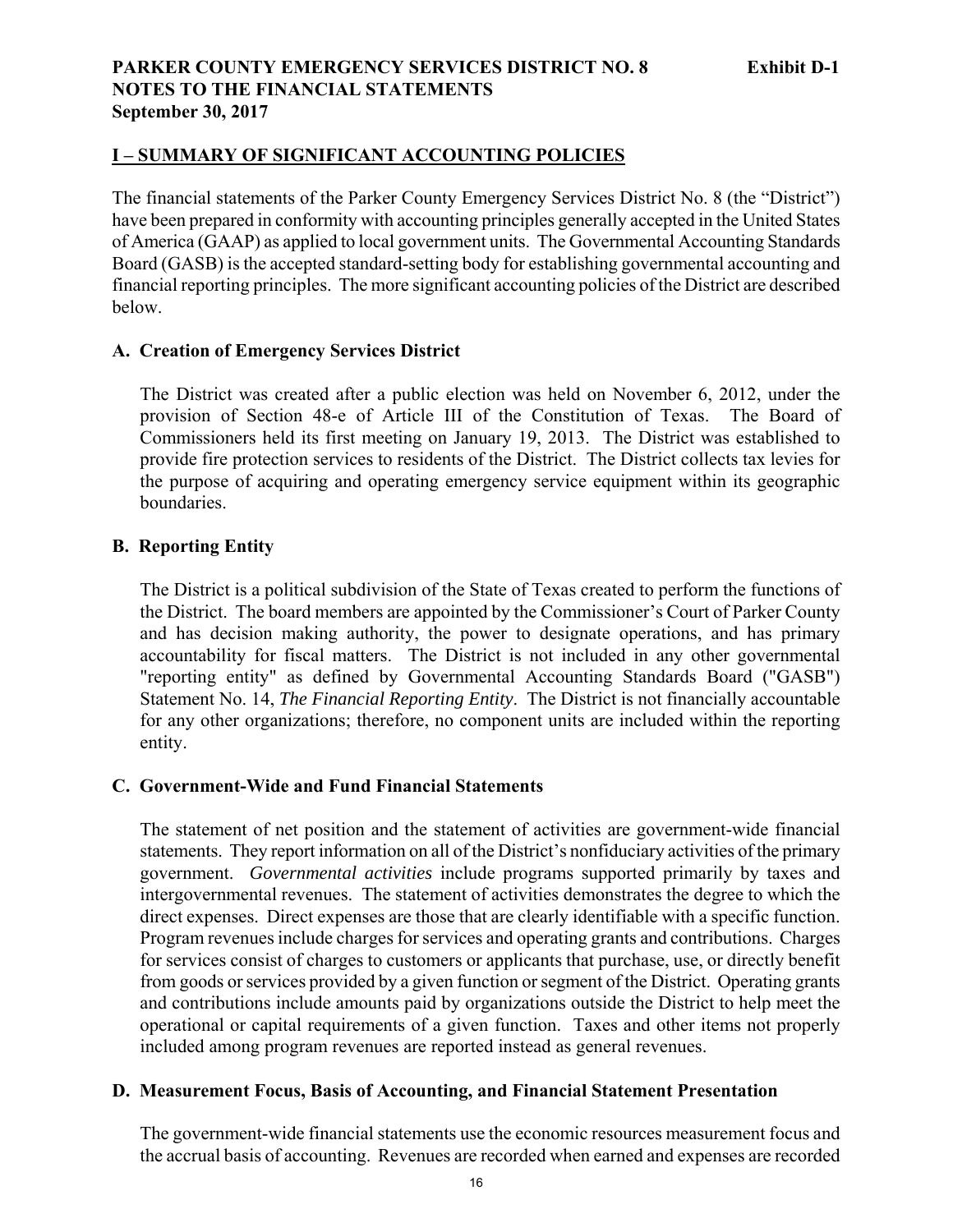**PARKER COUNTY EMERGENCY SERVICES DISTRICT NO. 8** **Exhibit D-1**
**NOTES TO THE FINANCIAL STATEMENTS**
**September 30, 2017**

## I – SUMMARY OF SIGNIFICANT ACCOUNTING POLICIES

The financial statements of the Parker County Emergency Services District No. 8 (the "District") have been prepared in conformity with accounting principles generally accepted in the United States of America (GAAP) as applied to local government units. The Governmental Accounting Standards Board (GASB) is the accepted standard-setting body for establishing governmental accounting and financial reporting principles. The more significant accounting policies of the District are described below.

### A. Creation of Emergency Services District

The District was created after a public election was held on November 6, 2012, under the provision of Section 48-e of Article III of the Constitution of Texas. The Board of Commissioners held its first meeting on January 19, 2013. The District was established to provide fire protection services to residents of the District. The District collects tax levies for the purpose of acquiring and operating emergency service equipment within its geographic boundaries.

### B. Reporting Entity

The District is a political subdivision of the State of Texas created to perform the functions of the District. The board members are appointed by the Commissioner's Court of Parker County and has decision making authority, the power to designate operations, and has primary accountability for fiscal matters. The District is not included in any other governmental "reporting entity" as defined by Governmental Accounting Standards Board ("GASB") Statement No. 14, *The Financial Reporting Entity*. The District is not financially accountable for any other organizations; therefore, no component units are included within the reporting entity.

### C. Government-Wide and Fund Financial Statements

The statement of net position and the statement of activities are government-wide financial statements. They report information on all of the District's nonfiduciary activities of the primary government. *Governmental activities* include programs supported primarily by taxes and intergovernmental revenues. The statement of activities demonstrates the degree to which the direct expenses. Direct expenses are those that are clearly identifiable with a specific function. Program revenues include charges for services and operating grants and contributions. Charges for services consist of charges to customers or applicants that purchase, use, or directly benefit from goods or services provided by a given function or segment of the District. Operating grants and contributions include amounts paid by organizations outside the District to help meet the operational or capital requirements of a given function. Taxes and other items not properly included among program revenues are reported instead as general revenues.

### D. Measurement Focus, Basis of Accounting, and Financial Statement Presentation

The government-wide financial statements use the economic resources measurement focus and the accrual basis of accounting. Revenues are recorded when earned and expenses are recorded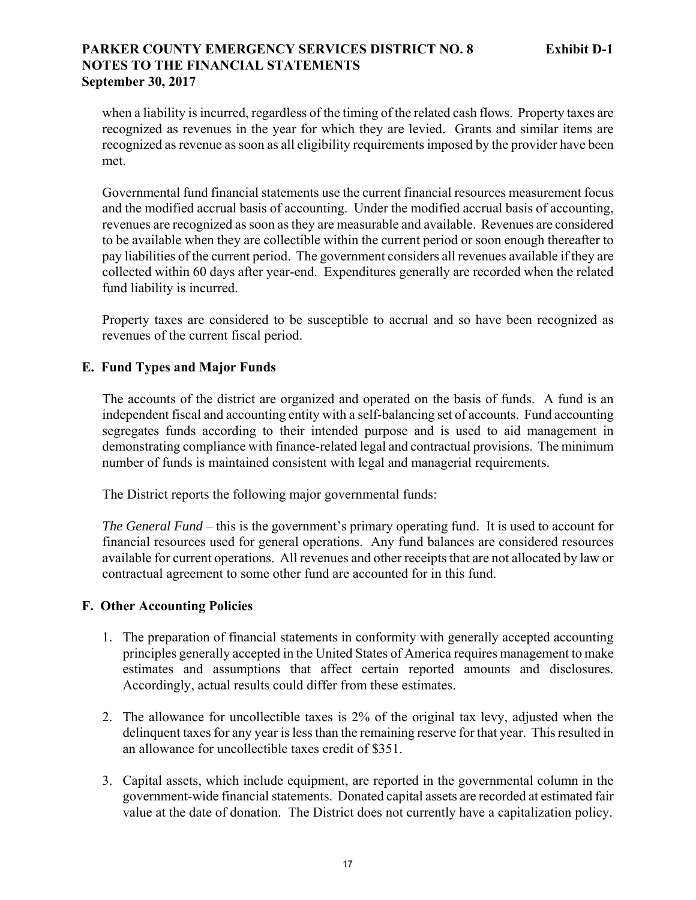when a liability is incurred, regardless of the timing of the related cash flows. Property taxes are recognized as revenues in the year for which they are levied. Grants and similar items are recognized as revenue as soon as all eligibility requirements imposed by the provider have been met.

Governmental fund financial statements use the current financial resources measurement focus and the modified accrual basis of accounting. Under the modified accrual basis of accounting, revenues are recognized as soon as they are measurable and available. Revenues are considered to be available when they are collectible within the current period or soon enough thereafter to pay liabilities of the current period. The government considers all revenues available if they are collected within 60 days after year-end. Expenditures generally are recorded when the related fund liability is incurred.

Property taxes are considered to be susceptible to accrual and so have been recognized as revenues of the current fiscal period.

### E. Fund Types and Major Funds

The accounts of the district are organized and operated on the basis of funds. A fund is an independent fiscal and accounting entity with a self-balancing set of accounts. Fund accounting segregates funds according to their intended purpose and is used to aid management in demonstrating compliance with finance-related legal and contractual provisions. The minimum number of funds is maintained consistent with legal and managerial requirements.

The District reports the following major governmental funds:

*The General Fund* – this is the government's primary operating fund. It is used to account for financial resources used for general operations. Any fund balances are considered resources available for current operations. All revenues and other receipts that are not allocated by law or contractual agreement to some other fund are accounted for in this fund.

### F. Other Accounting Policies

1. The preparation of financial statements in conformity with generally accepted accounting principles generally accepted in the United States of America requires management to make estimates and assumptions that affect certain reported amounts and disclosures. Accordingly, actual results could differ from these estimates.

2. The allowance for uncollectible taxes is 2% of the original tax levy, adjusted when the delinquent taxes for any year is less than the remaining reserve for that year. This resulted in an allowance for uncollectible taxes credit of $351.

3. Capital assets, which include equipment, are reported in the governmental column in the government-wide financial statements. Donated capital assets are recorded at estimated fair value at the date of donation. The District does not currently have a capitalization policy.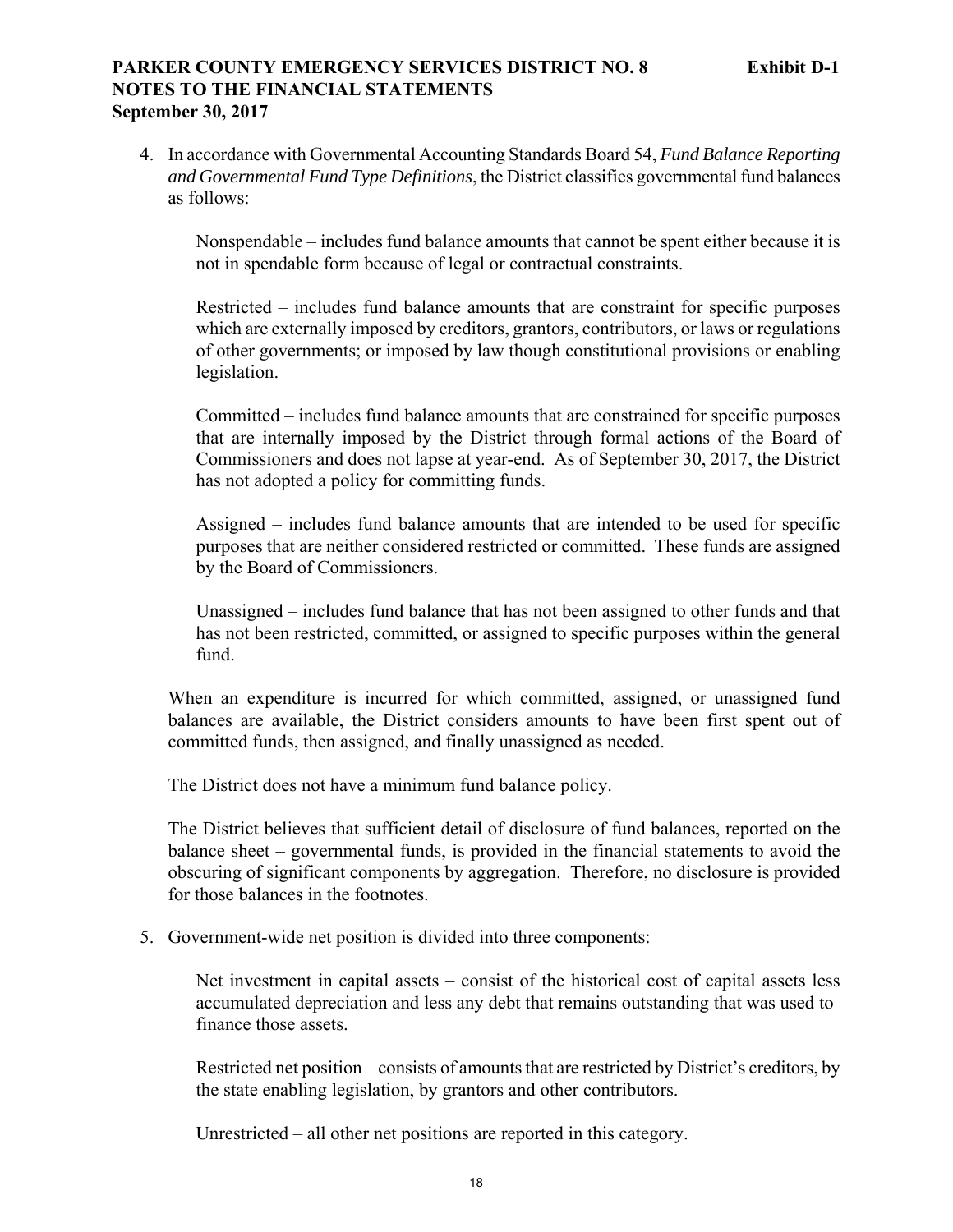4. In accordance with Governmental Accounting Standards Board 54, *Fund Balance Reporting and Governmental Fund Type Definitions*, the District classifies governmental fund balances as follows:

   Nonspendable – includes fund balance amounts that cannot be spent either because it is not in spendable form because of legal or contractual constraints.

   Restricted – includes fund balance amounts that are constraint for specific purposes which are externally imposed by creditors, grantors, contributors, or laws or regulations of other governments; or imposed by law though constitutional provisions or enabling legislation.

   Committed – includes fund balance amounts that are constrained for specific purposes that are internally imposed by the District through formal actions of the Board of Commissioners and does not lapse at year-end. As of September 30, 2017, the District has not adopted a policy for committing funds.

   Assigned – includes fund balance amounts that are intended to be used for specific purposes that are neither considered restricted or committed. These funds are assigned by the Board of Commissioners.

   Unassigned – includes fund balance that has not been assigned to other funds and that has not been restricted, committed, or assigned to specific purposes within the general fund.

   When an expenditure is incurred for which committed, assigned, or unassigned fund balances are available, the District considers amounts to have been first spent out of committed funds, then assigned, and finally unassigned as needed.

   The District does not have a minimum fund balance policy.

   The District believes that sufficient detail of disclosure of fund balances, reported on the balance sheet – governmental funds, is provided in the financial statements to avoid the obscuring of significant components by aggregation. Therefore, no disclosure is provided for those balances in the footnotes.

5. Government-wide net position is divided into three components:

   Net investment in capital assets – consist of the historical cost of capital assets less accumulated depreciation and less any debt that remains outstanding that was used to finance those assets.

   Restricted net position – consists of amounts that are restricted by District's creditors, by the state enabling legislation, by grantors and other contributors.

   Unrestricted – all other net positions are reported in this category.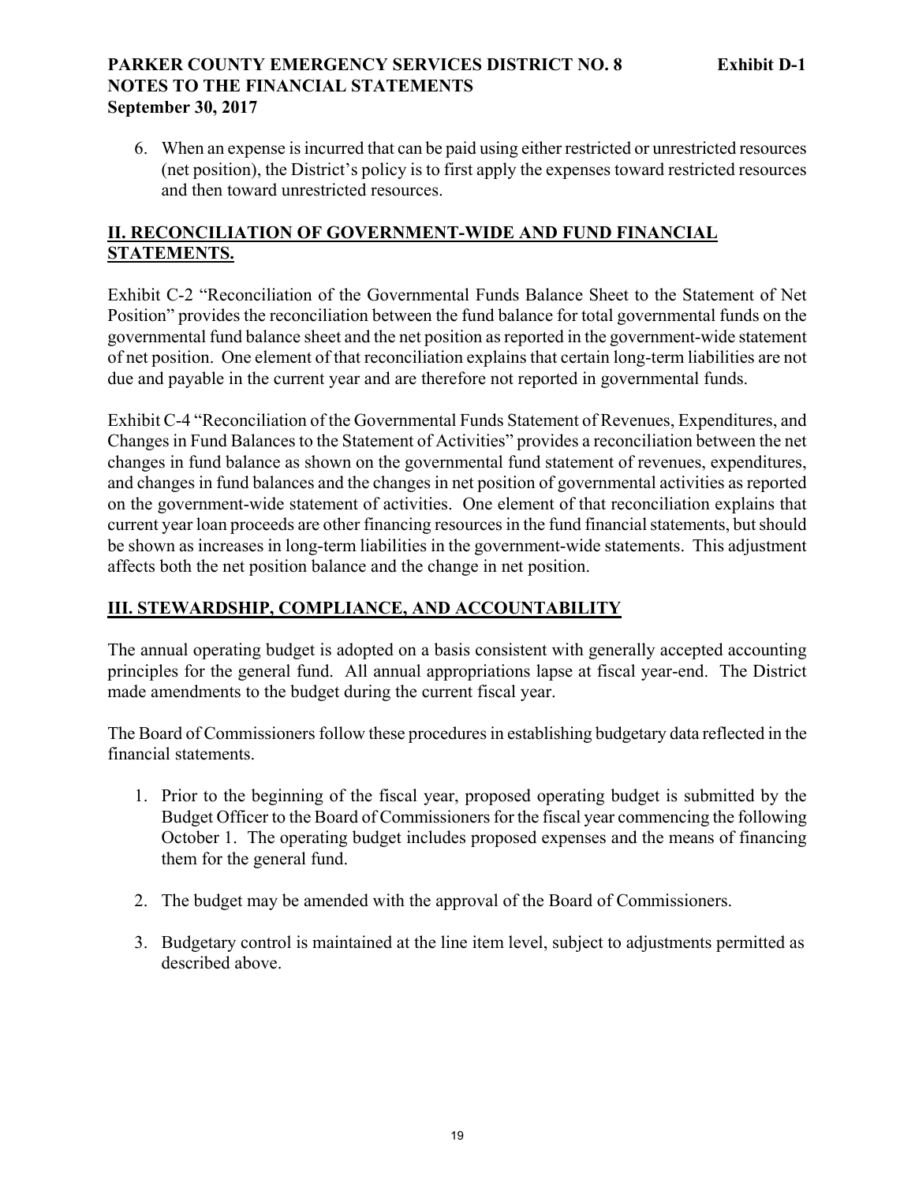6. When an expense is incurred that can be paid using either restricted or unrestricted resources (net position), the District's policy is to first apply the expenses toward restricted resources and then toward unrestricted resources.

## II. RECONCILIATION OF GOVERNMENT-WIDE AND FUND FINANCIAL STATEMENTS.

Exhibit C-2 "Reconciliation of the Governmental Funds Balance Sheet to the Statement of Net Position" provides the reconciliation between the fund balance for total governmental funds on the governmental fund balance sheet and the net position as reported in the government-wide statement of net position. One element of that reconciliation explains that certain long-term liabilities are not due and payable in the current year and are therefore not reported in governmental funds.

Exhibit C-4 "Reconciliation of the Governmental Funds Statement of Revenues, Expenditures, and Changes in Fund Balances to the Statement of Activities" provides a reconciliation between the net changes in fund balance as shown on the governmental fund statement of revenues, expenditures, and changes in fund balances and the changes in net position of governmental activities as reported on the government-wide statement of activities. One element of that reconciliation explains that current year loan proceeds are other financing resources in the fund financial statements, but should be shown as increases in long-term liabilities in the government-wide statements. This adjustment affects both the net position balance and the change in net position.

## III. STEWARDSHIP, COMPLIANCE, AND ACCOUNTABILITY

The annual operating budget is adopted on a basis consistent with generally accepted accounting principles for the general fund. All annual appropriations lapse at fiscal year-end. The District made amendments to the budget during the current fiscal year.

The Board of Commissioners follow these procedures in establishing budgetary data reflected in the financial statements.

1. Prior to the beginning of the fiscal year, proposed operating budget is submitted by the Budget Officer to the Board of Commissioners for the fiscal year commencing the following October 1. The operating budget includes proposed expenses and the means of financing them for the general fund.

2. The budget may be amended with the approval of the Board of Commissioners.

3. Budgetary control is maintained at the line item level, subject to adjustments permitted as described above.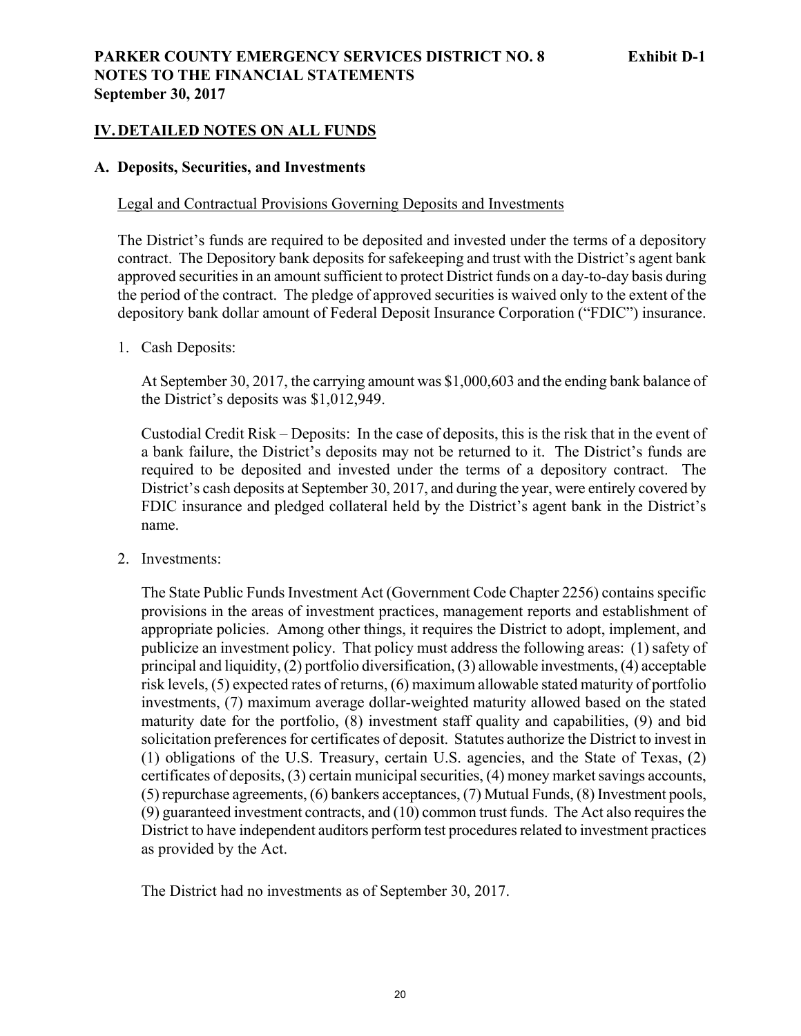**PARKER COUNTY EMERGENCY SERVICES DISTRICT NO. 8** **Exhibit D-1**
**NOTES TO THE FINANCIAL STATEMENTS**
**September 30, 2017**

## IV. DETAILED NOTES ON ALL FUNDS

### A. Deposits, Securities, and Investments

Legal and Contractual Provisions Governing Deposits and Investments

The District's funds are required to be deposited and invested under the terms of a depository contract. The Depository bank deposits for safekeeping and trust with the District's agent bank approved securities in an amount sufficient to protect District funds on a day-to-day basis during the period of the contract. The pledge of approved securities is waived only to the extent of the depository bank dollar amount of Federal Deposit Insurance Corporation ("FDIC") insurance.

1. Cash Deposits:

   At September 30, 2017, the carrying amount was $1,000,603 and the ending bank balance of the District's deposits was $1,012,949.

   Custodial Credit Risk – Deposits: In the case of deposits, this is the risk that in the event of a bank failure, the District's deposits may not be returned to it. The District's funds are required to be deposited and invested under the terms of a depository contract. The District's cash deposits at September 30, 2017, and during the year, were entirely covered by FDIC insurance and pledged collateral held by the District's agent bank in the District's name.

2. Investments:

   The State Public Funds Investment Act (Government Code Chapter 2256) contains specific provisions in the areas of investment practices, management reports and establishment of appropriate policies. Among other things, it requires the District to adopt, implement, and publicize an investment policy. That policy must address the following areas: (1) safety of principal and liquidity, (2) portfolio diversification, (3) allowable investments, (4) acceptable risk levels, (5) expected rates of returns, (6) maximum allowable stated maturity of portfolio investments, (7) maximum average dollar-weighted maturity allowed based on the stated maturity date for the portfolio, (8) investment staff quality and capabilities, (9) and bid solicitation preferences for certificates of deposit. Statutes authorize the District to invest in (1) obligations of the U.S. Treasury, certain U.S. agencies, and the State of Texas, (2) certificates of deposits, (3) certain municipal securities, (4) money market savings accounts, (5) repurchase agreements, (6) bankers acceptances, (7) Mutual Funds, (8) Investment pools, (9) guaranteed investment contracts, and (10) common trust funds. The Act also requires the District to have independent auditors perform test procedures related to investment practices as provided by the Act.

   The District had no investments as of September 30, 2017.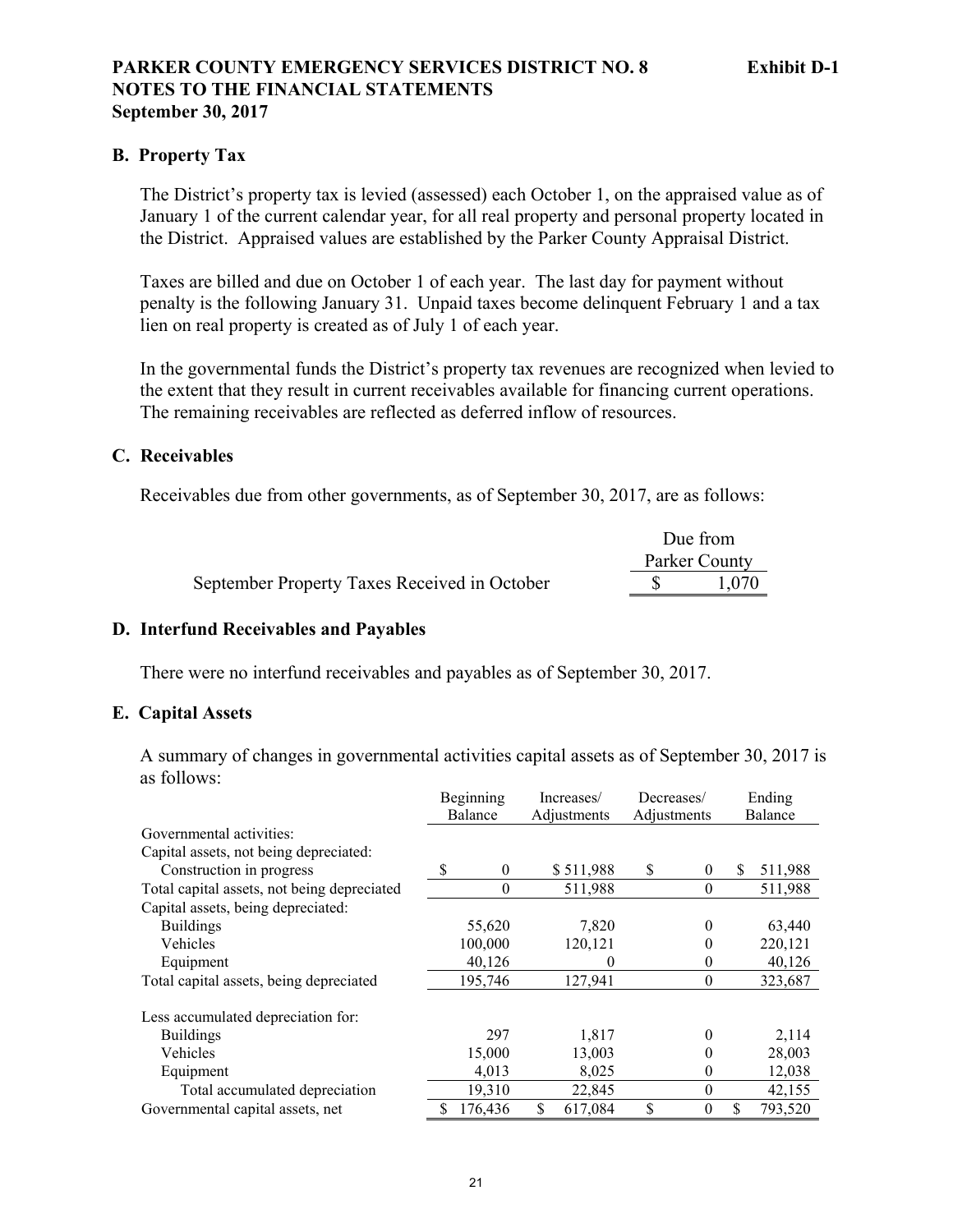**PARKER COUNTY EMERGENCY SERVICES DISTRICT NO. 8** **Exhibit D-1**
**NOTES TO THE FINANCIAL STATEMENTS**
**September 30, 2017**

### B. Property Tax

The District's property tax is levied (assessed) each October 1, on the appraised value as of January 1 of the current calendar year, for all real property and personal property located in the District. Appraised values are established by the Parker County Appraisal District.

Taxes are billed and due on October 1 of each year. The last day for payment without penalty is the following January 31. Unpaid taxes become delinquent February 1 and a tax lien on real property is created as of July 1 of each year.

In the governmental funds the District's property tax revenues are recognized when levied to the extent that they result in current receivables available for financing current operations. The remaining receivables are reflected as deferred inflow of resources.

### C. Receivables

Receivables due from other governments, as of September 30, 2017, are as follows:

| | Due from Parker County |
|---|---|
| September Property Taxes Received in October | $ 1,070 |

### D. Interfund Receivables and Payables

There were no interfund receivables and payables as of September 30, 2017.

### E. Capital Assets

A summary of changes in governmental activities capital assets as of September 30, 2017 is as follows:

| | Beginning Balance | Increases/ Adjustments | Decreases/ Adjustments | Ending Balance |
|---|---|---|---|---|
| Governmental activities: | | | | |
| Capital assets, not being depreciated: | | | | |
| Construction in progress | $ 0 | $ 511,988 | $ 0 | $ 511,988 |
| Total capital assets, not being depreciated | 0 | 511,988 | 0 | 511,988 |
| Capital assets, being depreciated: | | | | |
| Buildings | 55,620 | 7,820 | 0 | 63,440 |
| Vehicles | 100,000 | 120,121 | 0 | 220,121 |
| Equipment | 40,126 | 0 | 0 | 40,126 |
| Total capital assets, being depreciated | 195,746 | 127,941 | 0 | 323,687 |
| Less accumulated depreciation for: | | | | |
| Buildings | 297 | 1,817 | 0 | 2,114 |
| Vehicles | 15,000 | 13,003 | 0 | 28,003 |
| Equipment | 4,013 | 8,025 | 0 | 12,038 |
| Total accumulated depreciation | 19,310 | 22,845 | 0 | 42,155 |
| Governmental capital assets, net | $ 176,436 | $ 617,084 | $ 0 | $ 793,520 |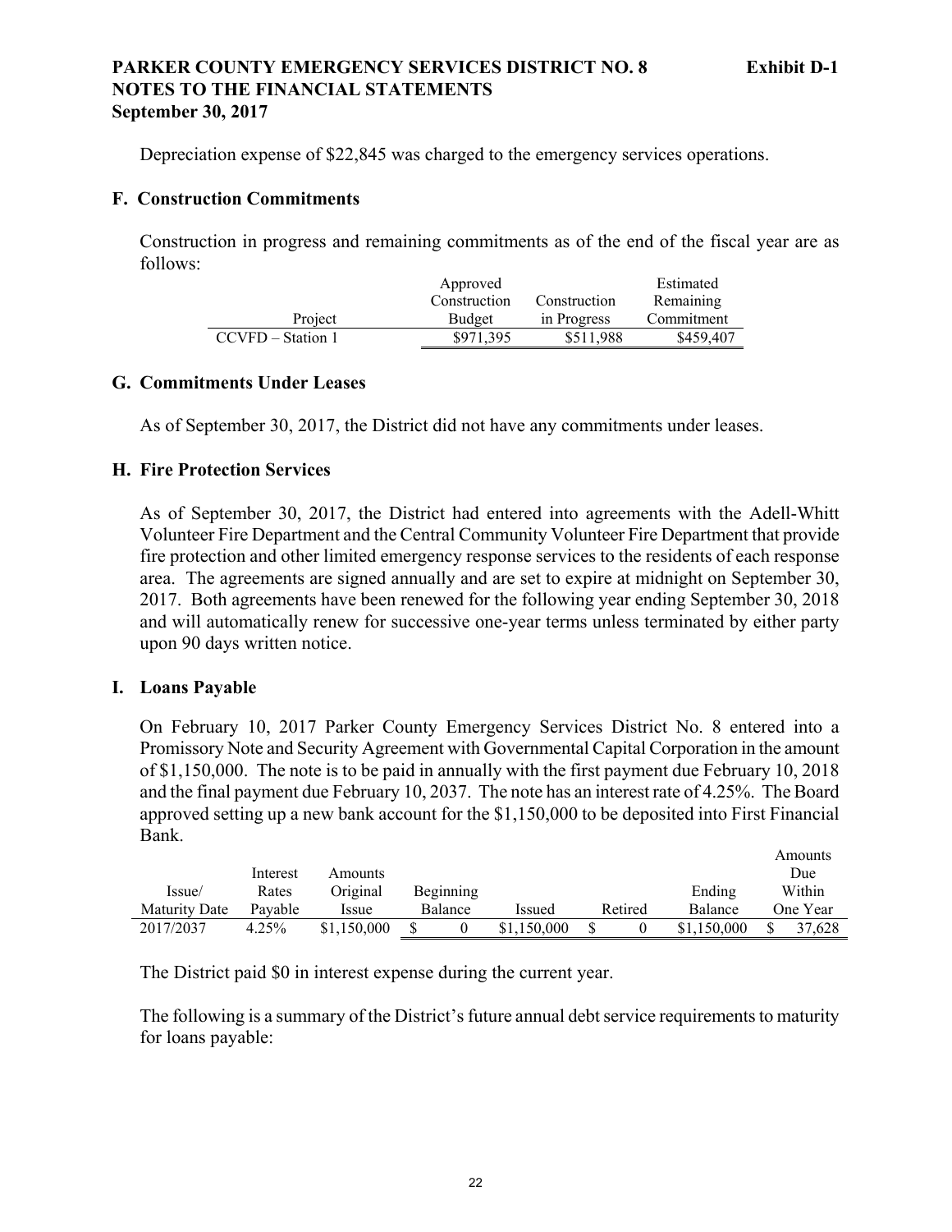Depreciation expense of $22,845 was charged to the emergency services operations.

## F. Construction Commitments

Construction in progress and remaining commitments as of the end of the fiscal year are as follows:

| Project | Approved Construction Budget | Construction in Progress | Estimated Remaining Commitment |
|---|---|---|---|
| CCVFD – Station 1 | $971,395 | $511,988 | $459,407 |

## G. Commitments Under Leases

As of September 30, 2017, the District did not have any commitments under leases.

## H. Fire Protection Services

As of September 30, 2017, the District had entered into agreements with the Adell-Whitt Volunteer Fire Department and the Central Community Volunteer Fire Department that provide fire protection and other limited emergency response services to the residents of each response area. The agreements are signed annually and are set to expire at midnight on September 30, 2017. Both agreements have been renewed for the following year ending September 30, 2018 and will automatically renew for successive one-year terms unless terminated by either party upon 90 days written notice.

## I. Loans Payable

On February 10, 2017 Parker County Emergency Services District No. 8 entered into a Promissory Note and Security Agreement with Governmental Capital Corporation in the amount of $1,150,000. The note is to be paid in annually with the first payment due February 10, 2018 and the final payment due February 10, 2037. The note has an interest rate of 4.25%. The Board approved setting up a new bank account for the $1,150,000 to be deposited into First Financial Bank.

| Issue/ Maturity Date | Interest Rates Payable | Amounts Original Issue | Beginning Balance | Issued | Retired | Ending Balance | Amounts Due Within One Year |
|---|---|---|---|---|---|---|---|
| 2017/2037 | 4.25% | $1,150,000 | $ 0 | $1,150,000 | $ 0 | $1,150,000 | $ 37,628 |

The District paid $0 in interest expense during the current year.

The following is a summary of the District's future annual debt service requirements to maturity for loans payable: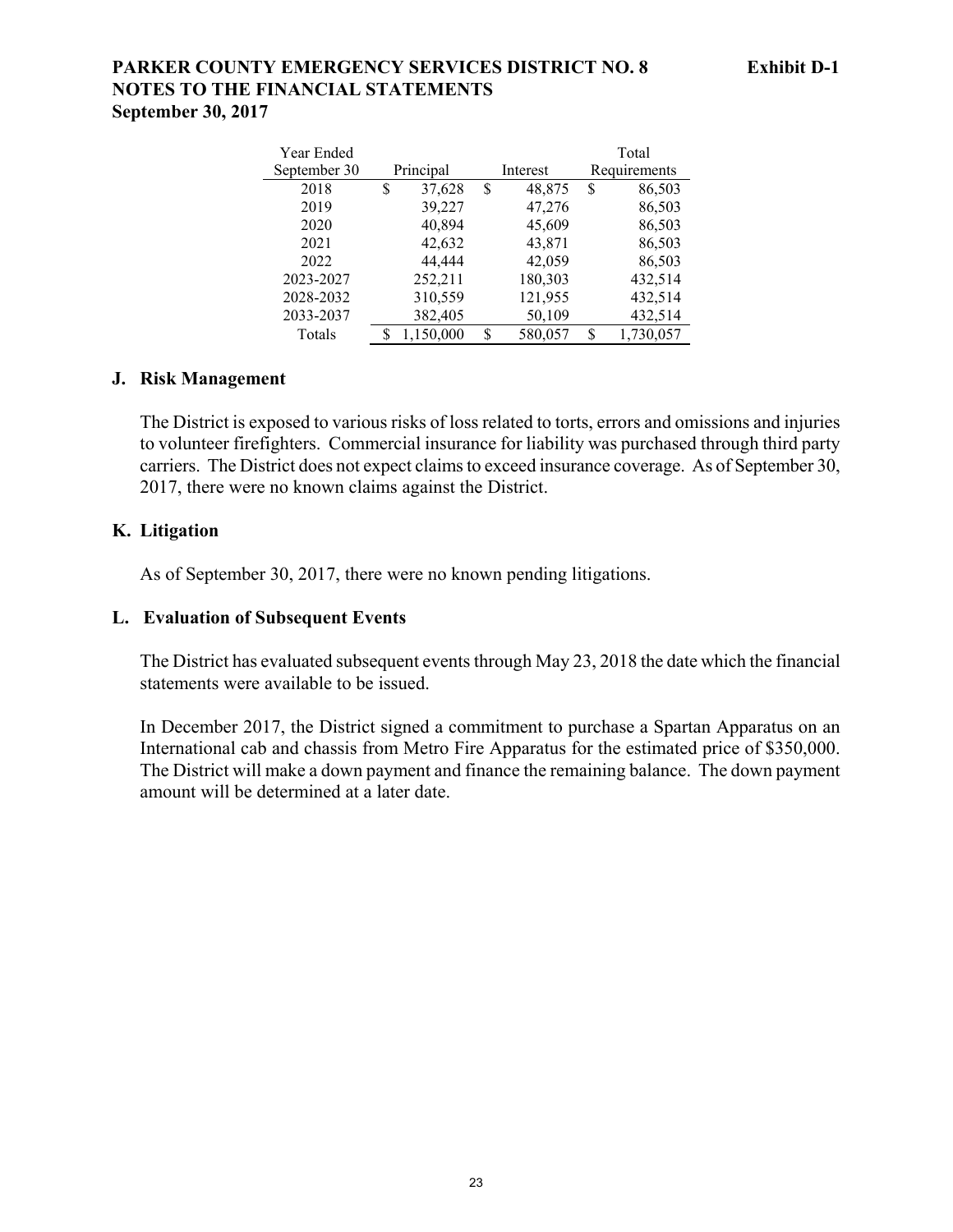# PARKER COUNTY EMERGENCY SERVICES DISTRICT NO. 8

**Exhibit D-1**

## NOTES TO THE FINANCIAL STATEMENTS

**September 30, 2017**

| Year Ended September 30 | Principal | Interest | Total Requirements |
|---|---|---|---|
| 2018 | $ 37,628 | $ 48,875 | $ 86,503 |
| 2019 | 39,227 | 47,276 | 86,503 |
| 2020 | 40,894 | 45,609 | 86,503 |
| 2021 | 42,632 | 43,871 | 86,503 |
| 2022 | 44,444 | 42,059 | 86,503 |
| 2023-2027 | 252,211 | 180,303 | 432,514 |
| 2028-2032 | 310,559 | 121,955 | 432,514 |
| 2033-2037 | 382,405 | 50,109 | 432,514 |
| Totals | $ 1,150,000 | $ 580,057 | $ 1,730,057 |

### J. Risk Management

The District is exposed to various risks of loss related to torts, errors and omissions and injuries to volunteer firefighters. Commercial insurance for liability was purchased through third party carriers. The District does not expect claims to exceed insurance coverage. As of September 30, 2017, there were no known claims against the District.

### K. Litigation

As of September 30, 2017, there were no known pending litigations.

### L. Evaluation of Subsequent Events

The District has evaluated subsequent events through May 23, 2018 the date which the financial statements were available to be issued.

In December 2017, the District signed a commitment to purchase a Spartan Apparatus on an International cab and chassis from Metro Fire Apparatus for the estimated price of $350,000. The District will make a down payment and finance the remaining balance. The down payment amount will be determined at a later date.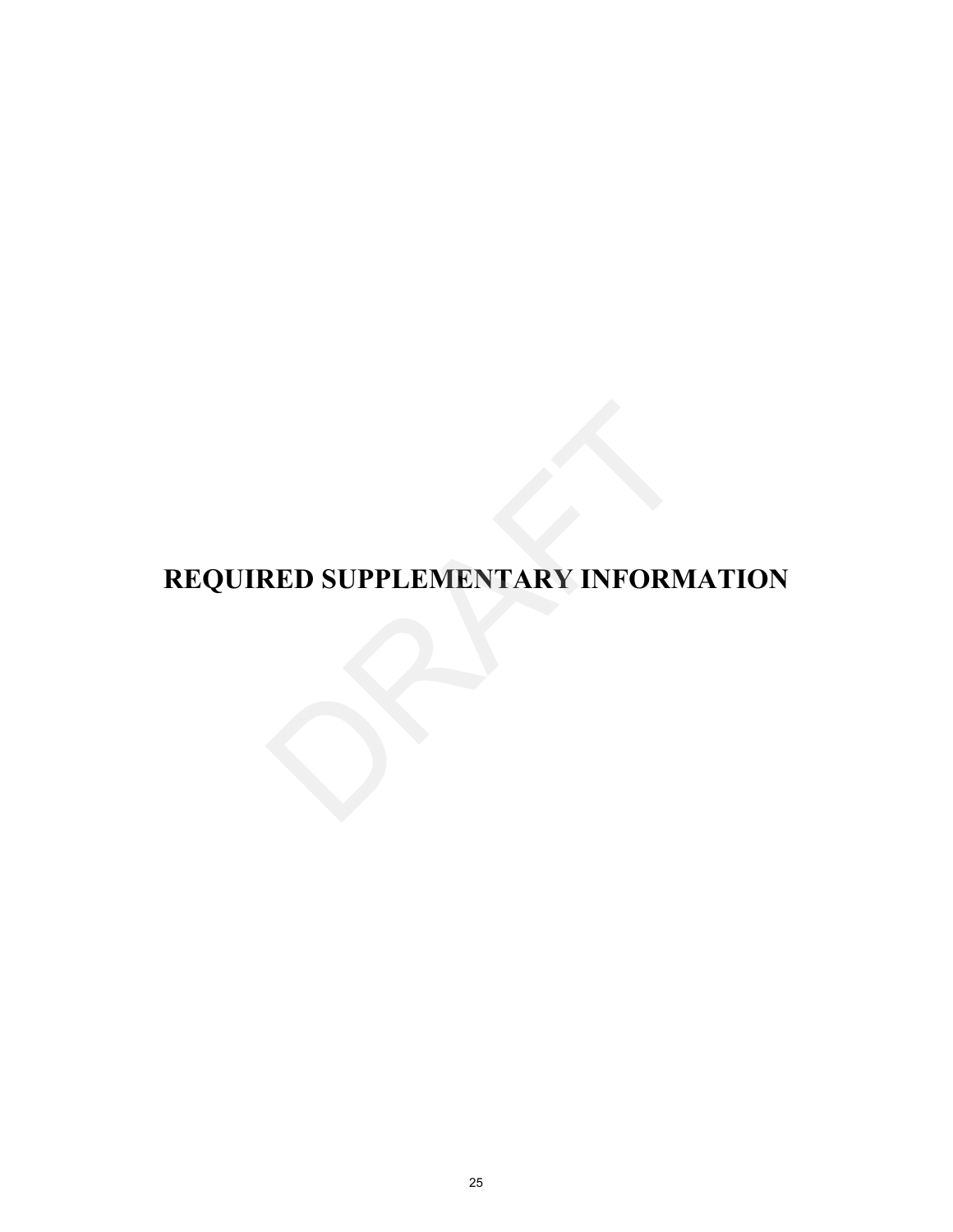# REQUIRED SUPPLEMENTARY INFORMATION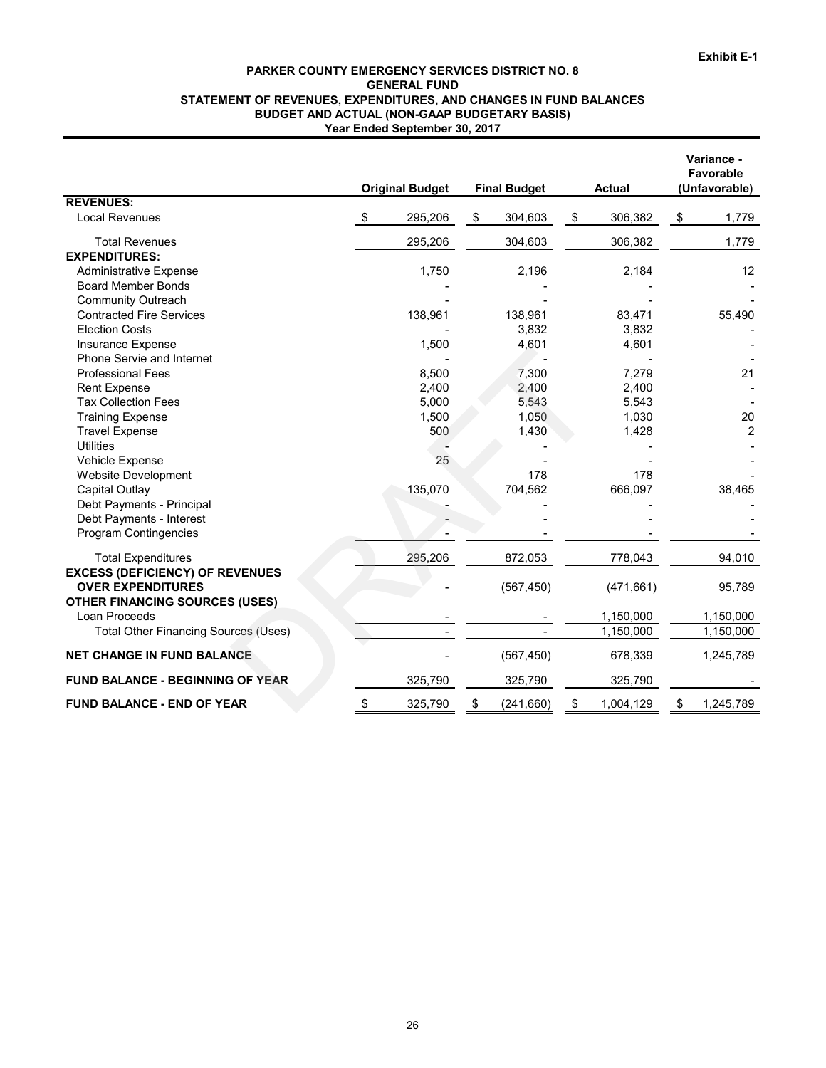Exhibit E-1

**PARKER COUNTY EMERGENCY SERVICES DISTRICT NO. 8**
**GENERAL FUND**
**STATEMENT OF REVENUES, EXPENDITURES, AND CHANGES IN FUND BALANCES**
**BUDGET AND ACTUAL (NON-GAAP BUDGETARY BASIS)**
**Year Ended September 30, 2017**

| | Original Budget | Final Budget | Actual | Variance - Favorable (Unfavorable) |
|---|---|---|---|---|
| **REVENUES:** | | | | |
| Local Revenues | $ 295,206 | $ 304,603 | $ 306,382 | $ 1,779 |
| Total Revenues | 295,206 | 304,603 | 306,382 | 1,779 |
| **EXPENDITURES:** | | | | |
| Administrative Expense | 1,750 | 2,196 | 2,184 | 12 |
| Board Member Bonds | - | - | - | - |
| Community Outreach | - | - | - | - |
| Contracted Fire Services | 138,961 | 138,961 | 83,471 | 55,490 |
| Election Costs | - | 3,832 | 3,832 | - |
| Insurance Expense | 1,500 | 4,601 | 4,601 | - |
| Phone Servie and Internet | - | - | - | - |
| Professional Fees | 8,500 | 7,300 | 7,279 | 21 |
| Rent Expense | 2,400 | 2,400 | 2,400 | - |
| Tax Collection Fees | 5,000 | 5,543 | 5,543 | - |
| Training Expense | 1,500 | 1,050 | 1,030 | 20 |
| Travel Expense | 500 | 1,430 | 1,428 | 2 |
| Utilities | - | - | - | - |
| Vehicle Expense | 25 | - | - | - |
| Website Development | | 178 | 178 | - |
| Capital Outlay | 135,070 | 704,562 | 666,097 | 38,465 |
| Debt Payments - Principal | - | - | - | - |
| Debt Payments - Interest | - | - | - | - |
| Program Contingencies | - | - | - | - |
| Total Expenditures | 295,206 | 872,053 | 778,043 | 94,010 |
| **EXCESS (DEFICIENCY) OF REVENUES OVER EXPENDITURES** | - | (567,450) | (471,661) | 95,789 |
| **OTHER FINANCING SOURCES (USES)** | | | | |
| Loan Proceeds | - | - | 1,150,000 | 1,150,000 |
| Total Other Financing Sources (Uses) | - | - | 1,150,000 | 1,150,000 |
| **NET CHANGE IN FUND BALANCE** | - | (567,450) | 678,339 | 1,245,789 |
| **FUND BALANCE - BEGINNING OF YEAR** | 325,790 | 325,790 | 325,790 | - |
| **FUND BALANCE - END OF YEAR** | $ 325,790 | $ (241,660) | $ 1,004,129 | $ 1,245,789 |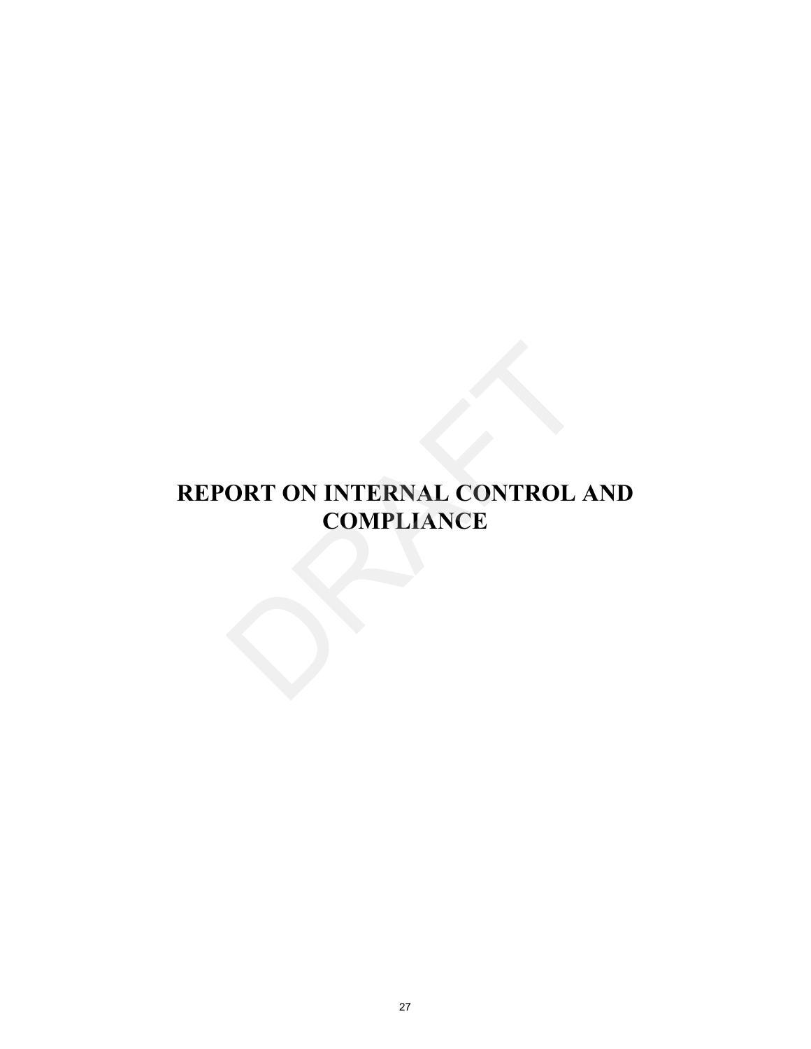# REPORT ON INTERNAL CONTROL AND COMPLIANCE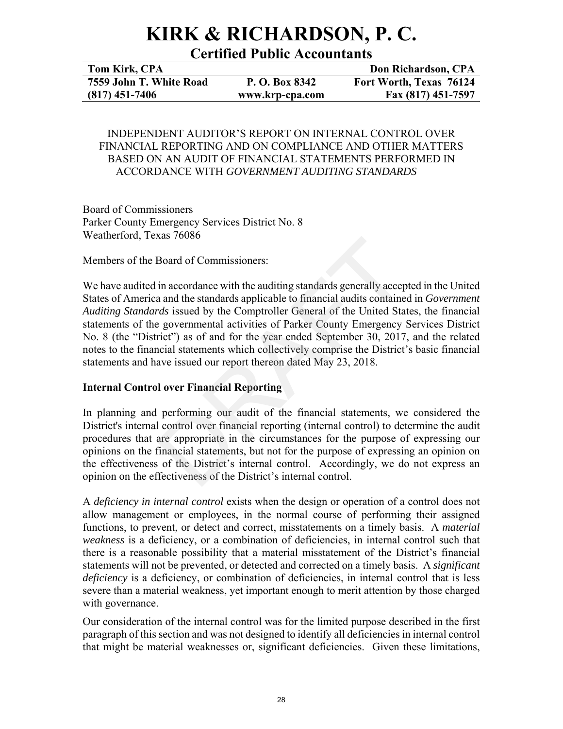# KIRK & RICHARDSON, P. C.

## Certified Public Accountants

| Tom Kirk, CPA | | Don Richardson, CPA |
|---|---|---|
| 7559 John T. White Road | P. O. Box 8342 | Fort Worth, Texas 76124 |
| (817) 451-7406 | www.krp-cpa.com | Fax (817) 451-7597 |

INDEPENDENT AUDITOR'S REPORT ON INTERNAL CONTROL OVER FINANCIAL REPORTING AND ON COMPLIANCE AND OTHER MATTERS BASED ON AN AUDIT OF FINANCIAL STATEMENTS PERFORMED IN ACCORDANCE WITH *GOVERNMENT AUDITING STANDARDS*

Board of Commissioners
Parker County Emergency Services District No. 8
Weatherford, Texas 76086

Members of the Board of Commissioners:

We have audited in accordance with the auditing standards generally accepted in the United States of America and the standards applicable to financial audits contained in *Government Auditing Standards* issued by the Comptroller General of the United States, the financial statements of the governmental activities of Parker County Emergency Services District No. 8 (the "District") as of and for the year ended September 30, 2017, and the related notes to the financial statements which collectively comprise the District's basic financial statements and have issued our report thereon dated May 23, 2018.

**Internal Control over Financial Reporting**

In planning and performing our audit of the financial statements, we considered the District's internal control over financial reporting (internal control) to determine the audit procedures that are appropriate in the circumstances for the purpose of expressing our opinions on the financial statements, but not for the purpose of expressing an opinion on the effectiveness of the District's internal control. Accordingly, we do not express an opinion on the effectiveness of the District's internal control.

A *deficiency in internal control* exists when the design or operation of a control does not allow management or employees, in the normal course of performing their assigned functions, to prevent, or detect and correct, misstatements on a timely basis. A *material weakness* is a deficiency, or a combination of deficiencies, in internal control such that there is a reasonable possibility that a material misstatement of the District's financial statements will not be prevented, or detected and corrected on a timely basis. A *significant deficiency* is a deficiency, or combination of deficiencies, in internal control that is less severe than a material weakness, yet important enough to merit attention by those charged with governance.

Our consideration of the internal control was for the limited purpose described in the first paragraph of this section and was not designed to identify all deficiencies in internal control that might be material weaknesses or, significant deficiencies. Given these limitations,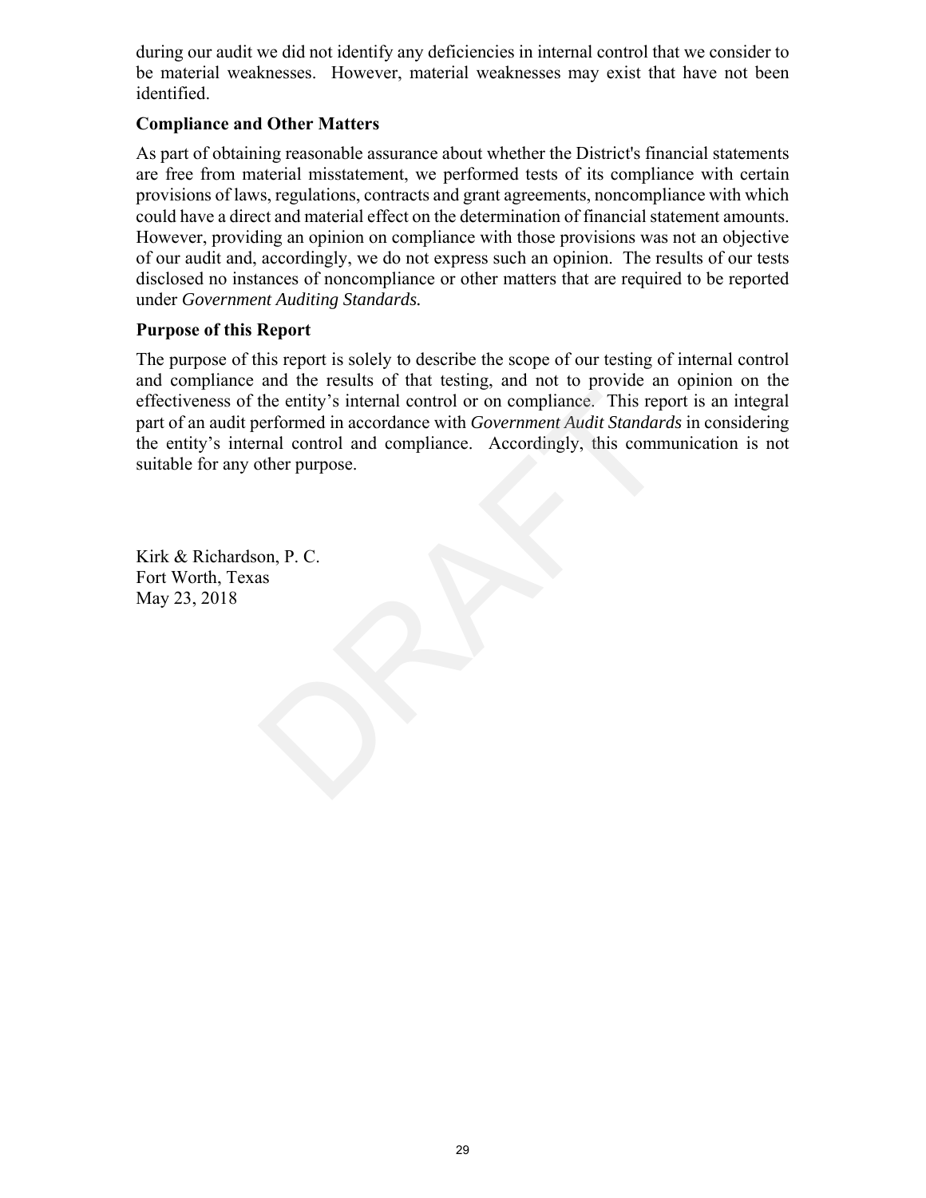during our audit we did not identify any deficiencies in internal control that we consider to be material weaknesses. However, material weaknesses may exist that have not been identified.

### Compliance and Other Matters

As part of obtaining reasonable assurance about whether the District's financial statements are free from material misstatement, we performed tests of its compliance with certain provisions of laws, regulations, contracts and grant agreements, noncompliance with which could have a direct and material effect on the determination of financial statement amounts. However, providing an opinion on compliance with those provisions was not an objective of our audit and, accordingly, we do not express such an opinion. The results of our tests disclosed no instances of noncompliance or other matters that are required to be reported under *Government Auditing Standards.*

### Purpose of this Report

The purpose of this report is solely to describe the scope of our testing of internal control and compliance and the results of that testing, and not to provide an opinion on the effectiveness of the entity's internal control or on compliance. This report is an integral part of an audit performed in accordance with *Government Audit Standards* in considering the entity's internal control and compliance. Accordingly, this communication is not suitable for any other purpose.

Kirk & Richardson, P. C.  
Fort Worth, Texas  
May 23, 2018

DRAFT